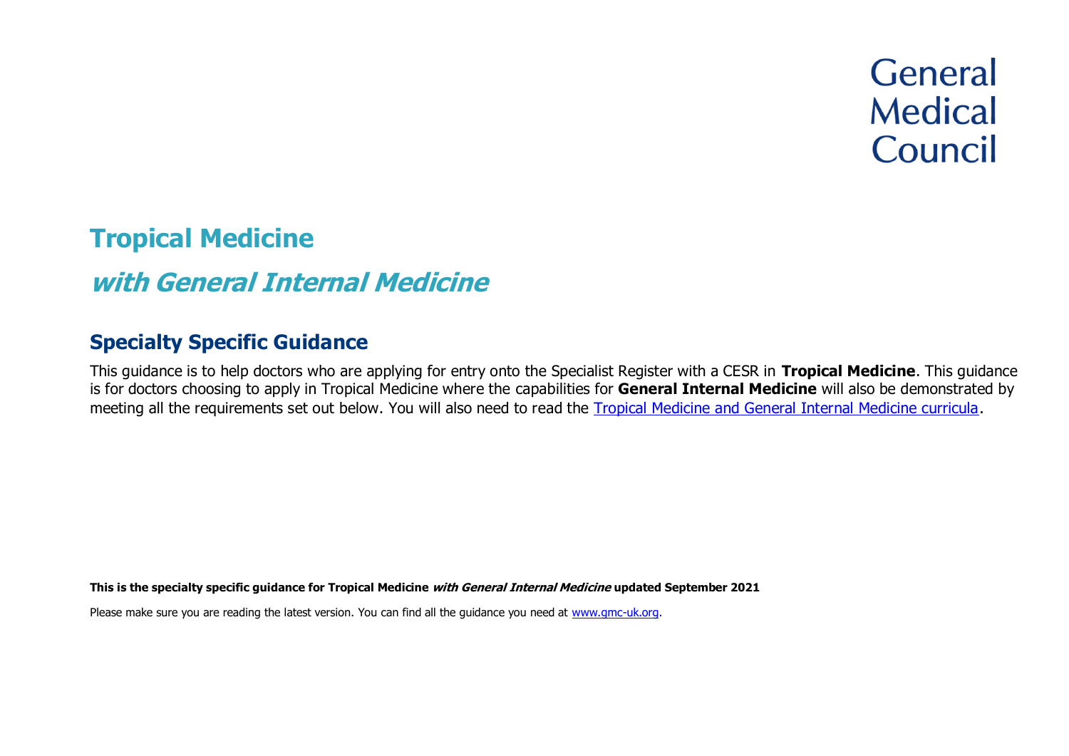General Medical Council

# Tropical Medicine

## *with General Internal Medicine*

## Specialty Specific Guidance

This guidance is to help doctors who are applying for entry onto the Specialist Register with a CESR in **Tropical Medicine**. This guidance is for doctors choosing to apply in Tropical Medicine where the capabilities for **General Internal Medicine** will also be demonstrated by meeting all the requirements set out below. You will also need to read the [Tropical Medicine and General Internal Medicine curricula](Tropical Medicine and General Internal Medicine curricula).

**This is the specialty specific guidance for Tropical Medicine *with General Internal Medicine* updated September 2021**

Please make sure you are reading the latest version. You can find all the guidance you need at [www.gmc-uk.org](www.gmc-uk.org).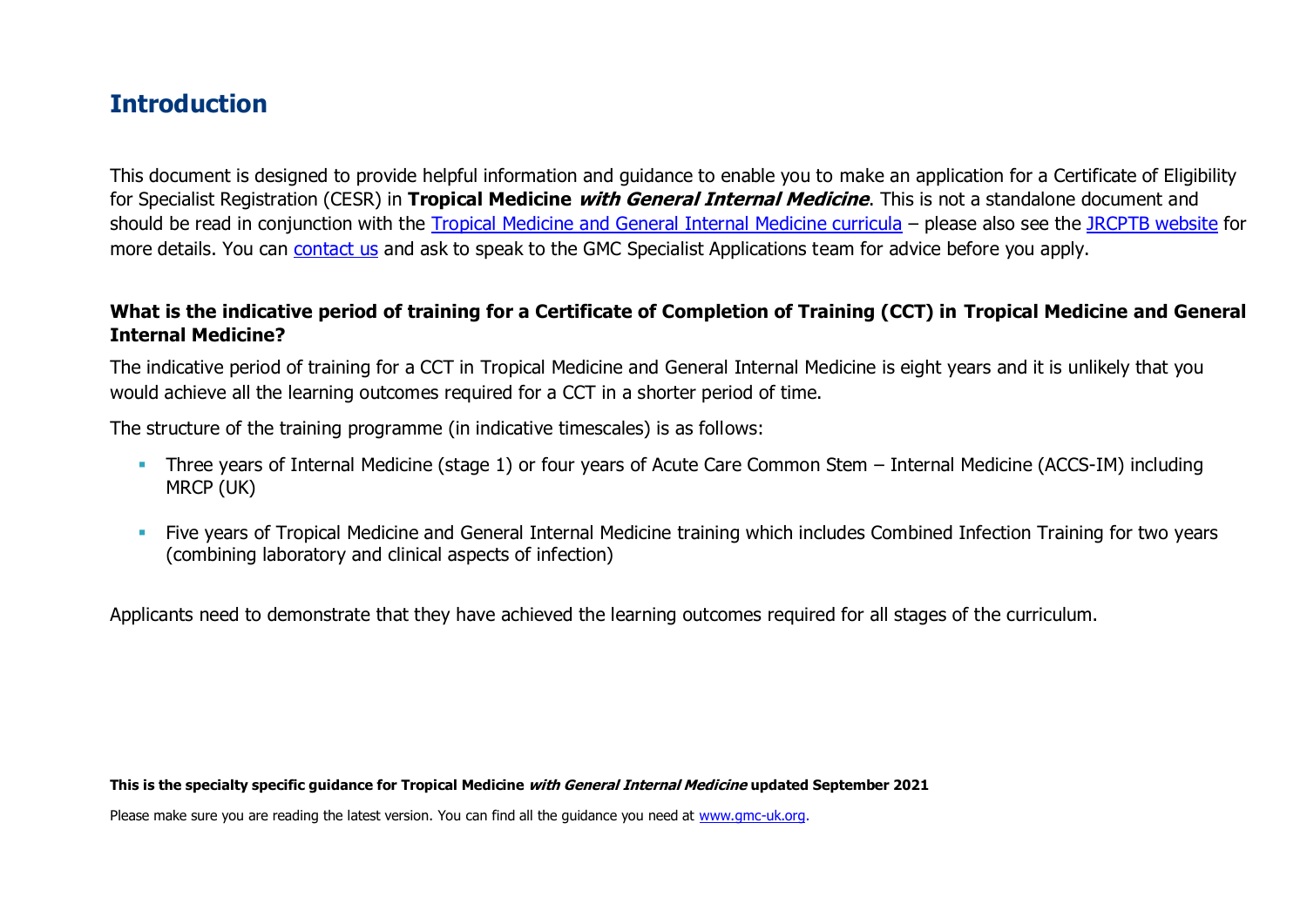## Introduction

This document is designed to provide helpful information and guidance to enable you to make an application for a Certificate of Eligibility for Specialist Registration (CESR) in **Tropical Medicine *with General Internal Medicine***. This is not a standalone document and should be read in conjunction with the [Tropical Medicine and General Internal Medicine curricula]() – please also see the [JRCPTB website]() for more details. You can [contact us]() and ask to speak to the GMC Specialist Applications team for advice before you apply.

### What is the indicative period of training for a Certificate of Completion of Training (CCT) in Tropical Medicine and General Internal Medicine?

The indicative period of training for a CCT in Tropical Medicine and General Internal Medicine is eight years and it is unlikely that you would achieve all the learning outcomes required for a CCT in a shorter period of time.

The structure of the training programme (in indicative timescales) is as follows:

- Three years of Internal Medicine (stage 1) or four years of Acute Care Common Stem – Internal Medicine (ACCS-IM) including MRCP (UK)
- Five years of Tropical Medicine and General Internal Medicine training which includes Combined Infection Training for two years (combining laboratory and clinical aspects of infection)

Applicants need to demonstrate that they have achieved the learning outcomes required for all stages of the curriculum.

**This is the specialty specific guidance for Tropical Medicine *with General Internal Medicine* updated September 2021**

Please make sure you are reading the latest version. You can find all the guidance you need at [www.gmc-uk.org]().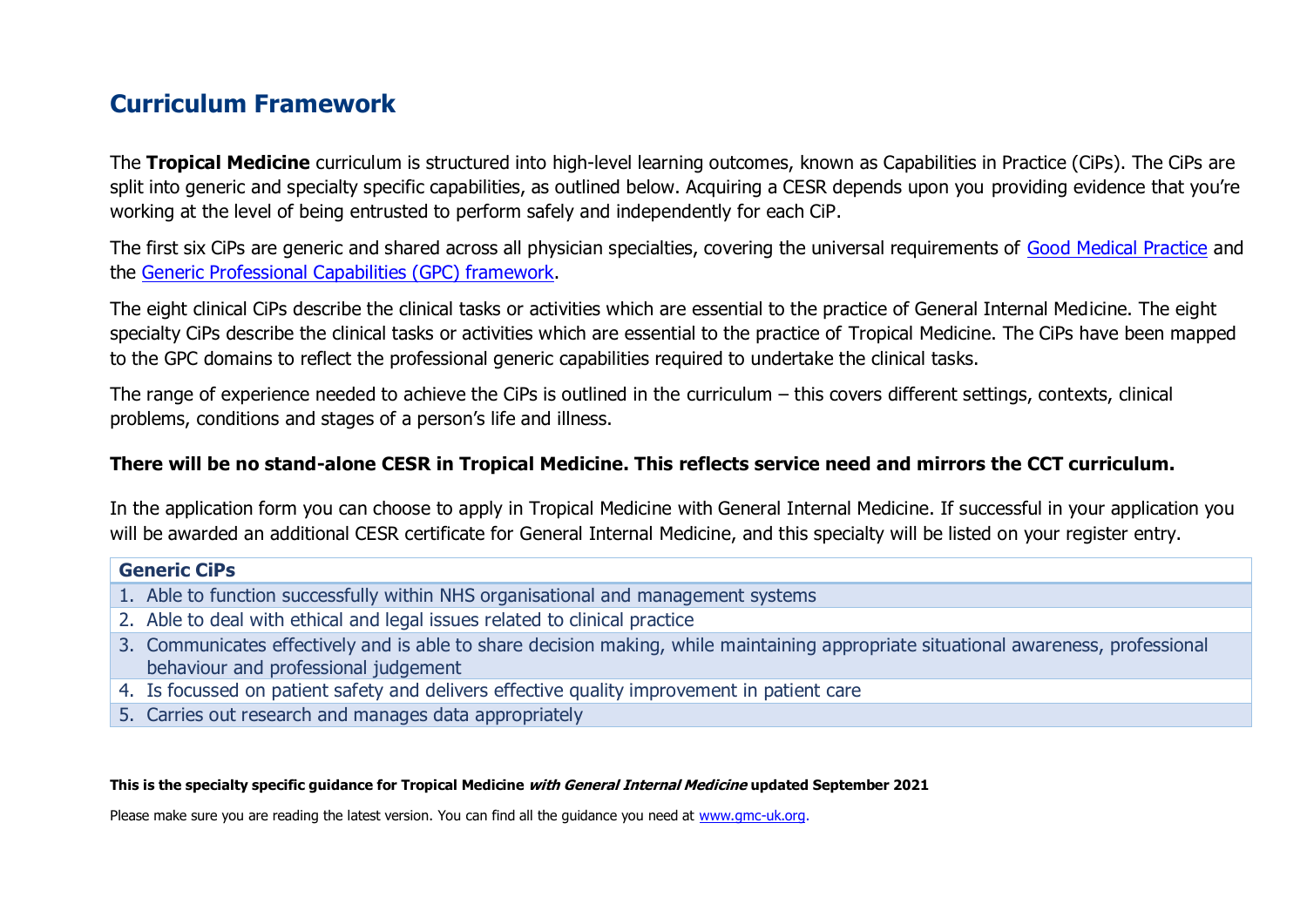## Curriculum Framework

The **Tropical Medicine** curriculum is structured into high-level learning outcomes, known as Capabilities in Practice (CiPs). The CiPs are split into generic and specialty specific capabilities, as outlined below. Acquiring a CESR depends upon you providing evidence that you're working at the level of being entrusted to perform safely and independently for each CiP.

The first six CiPs are generic and shared across all physician specialties, covering the universal requirements of Good Medical Practice and the Generic Professional Capabilities (GPC) framework.

The eight clinical CiPs describe the clinical tasks or activities which are essential to the practice of General Internal Medicine. The eight specialty CiPs describe the clinical tasks or activities which are essential to the practice of Tropical Medicine. The CiPs have been mapped to the GPC domains to reflect the professional generic capabilities required to undertake the clinical tasks.

The range of experience needed to achieve the CiPs is outlined in the curriculum – this covers different settings, contexts, clinical problems, conditions and stages of a person's life and illness.

**There will be no stand-alone CESR in Tropical Medicine. This reflects service need and mirrors the CCT curriculum.**

In the application form you can choose to apply in Tropical Medicine with General Internal Medicine. If successful in your application you will be awarded an additional CESR certificate for General Internal Medicine, and this specialty will be listed on your register entry.

| Generic CiPs |
|---|
| 1. Able to function successfully within NHS organisational and management systems |
| 2. Able to deal with ethical and legal issues related to clinical practice |
| 3. Communicates effectively and is able to share decision making, while maintaining appropriate situational awareness, professional behaviour and professional judgement |
| 4. Is focussed on patient safety and delivers effective quality improvement in patient care |
| 5. Carries out research and manages data appropriately |

**This is the specialty specific guidance for Tropical Medicine *with General Internal Medicine* updated September 2021**

Please make sure you are reading the latest version. You can find all the guidance you need at www.gmc-uk.org.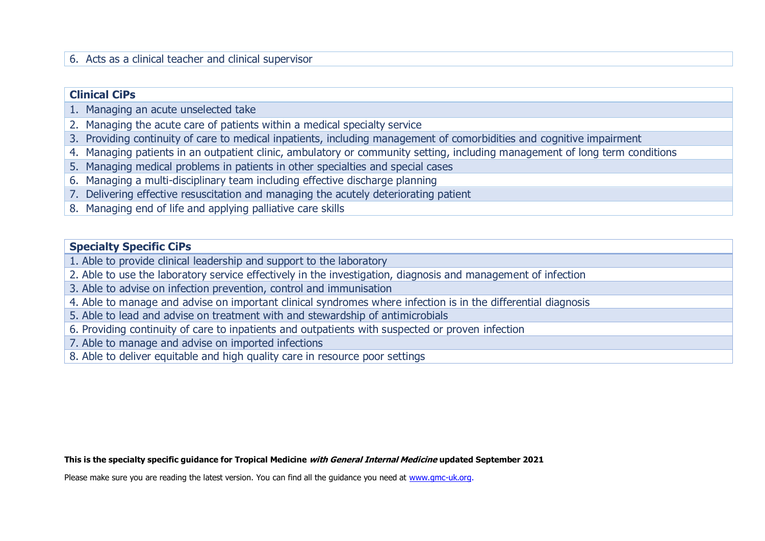| 6. Acts as a clinical teacher and clinical supervisor |
| --- |

| Clinical CiPs |
| --- |
| 1. Managing an acute unselected take |
| 2. Managing the acute care of patients within a medical specialty service |
| 3. Providing continuity of care to medical inpatients, including management of comorbidities and cognitive impairment |
| 4. Managing patients in an outpatient clinic, ambulatory or community setting, including management of long term conditions |
| 5. Managing medical problems in patients in other specialties and special cases |
| 6. Managing a multi-disciplinary team including effective discharge planning |
| 7. Delivering effective resuscitation and managing the acutely deteriorating patient |
| 8. Managing end of life and applying palliative care skills |

| Specialty Specific CiPs |
| --- |
| 1. Able to provide clinical leadership and support to the laboratory |
| 2. Able to use the laboratory service effectively in the investigation, diagnosis and management of infection |
| 3. Able to advise on infection prevention, control and immunisation |
| 4. Able to manage and advise on important clinical syndromes where infection is in the differential diagnosis |
| 5. Able to lead and advise on treatment with and stewardship of antimicrobials |
| 6. Providing continuity of care to inpatients and outpatients with suspected or proven infection |
| 7. Able to manage and advise on imported infections |
| 8. Able to deliver equitable and high quality care in resource poor settings |

**This is the specialty specific guidance for Tropical Medicine *with General Internal Medicine* updated September 2021**

Please make sure you are reading the latest version. You can find all the guidance you need at [www.gmc-uk.org](www.gmc-uk.org).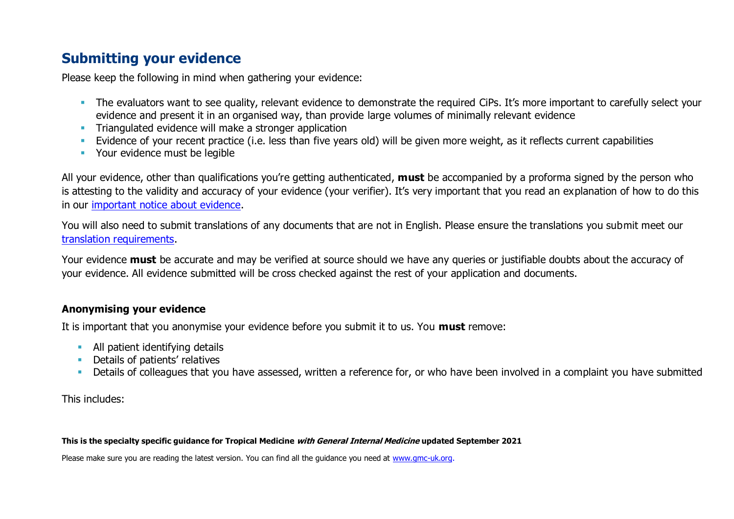## Submitting your evidence

Please keep the following in mind when gathering your evidence:

- The evaluators want to see quality, relevant evidence to demonstrate the required CiPs. It's more important to carefully select your evidence and present it in an organised way, than provide large volumes of minimally relevant evidence
- Triangulated evidence will make a stronger application
- Evidence of your recent practice (i.e. less than five years old) will be given more weight, as it reflects current capabilities
- Your evidence must be legible

All your evidence, other than qualifications you're getting authenticated, **must** be accompanied by a proforma signed by the person who is attesting to the validity and accuracy of your evidence (your verifier). It's very important that you read an explanation of how to do this in our important notice about evidence.

You will also need to submit translations of any documents that are not in English. Please ensure the translations you submit meet our translation requirements.

Your evidence **must** be accurate and may be verified at source should we have any queries or justifiable doubts about the accuracy of your evidence. All evidence submitted will be cross checked against the rest of your application and documents.

### Anonymising your evidence

It is important that you anonymise your evidence before you submit it to us. You **must** remove:

- All patient identifying details
- Details of patients' relatives
- Details of colleagues that you have assessed, written a reference for, or who have been involved in a complaint you have submitted

This includes:

**This is the specialty specific guidance for Tropical Medicine *with General Internal Medicine* updated September 2021**

Please make sure you are reading the latest version. You can find all the guidance you need at www.gmc-uk.org.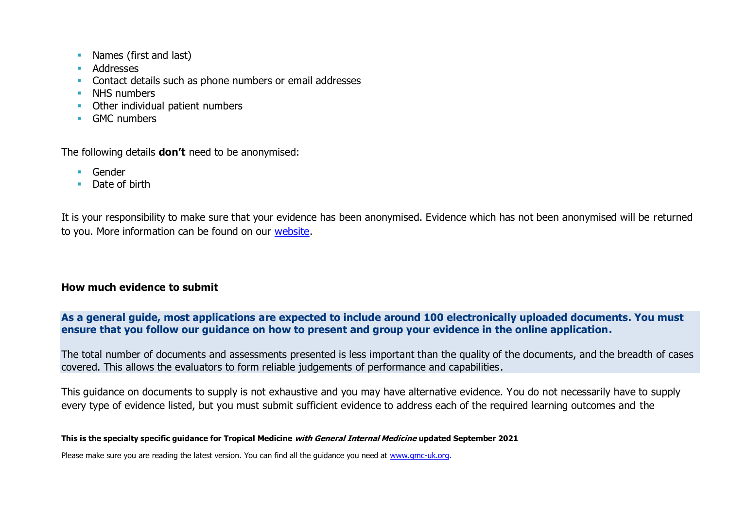- Names (first and last)
- Addresses
- Contact details such as phone numbers or email addresses
- NHS numbers
- Other individual patient numbers
- GMC numbers

The following details **don't** need to be anonymised:

- Gender
- Date of birth

It is your responsibility to make sure that your evidence has been anonymised. Evidence which has not been anonymised will be returned to you. More information can be found on our [website](website).

### How much evidence to submit

**As a general guide, most applications are expected to include around 100 electronically uploaded documents. You must ensure that you follow our guidance on how to present and group your evidence in the online application.**

The total number of documents and assessments presented is less important than the quality of the documents, and the breadth of cases covered. This allows the evaluators to form reliable judgements of performance and capabilities.

This guidance on documents to supply is not exhaustive and you may have alternative evidence. You do not necessarily have to supply every type of evidence listed, but you must submit sufficient evidence to address each of the required learning outcomes and the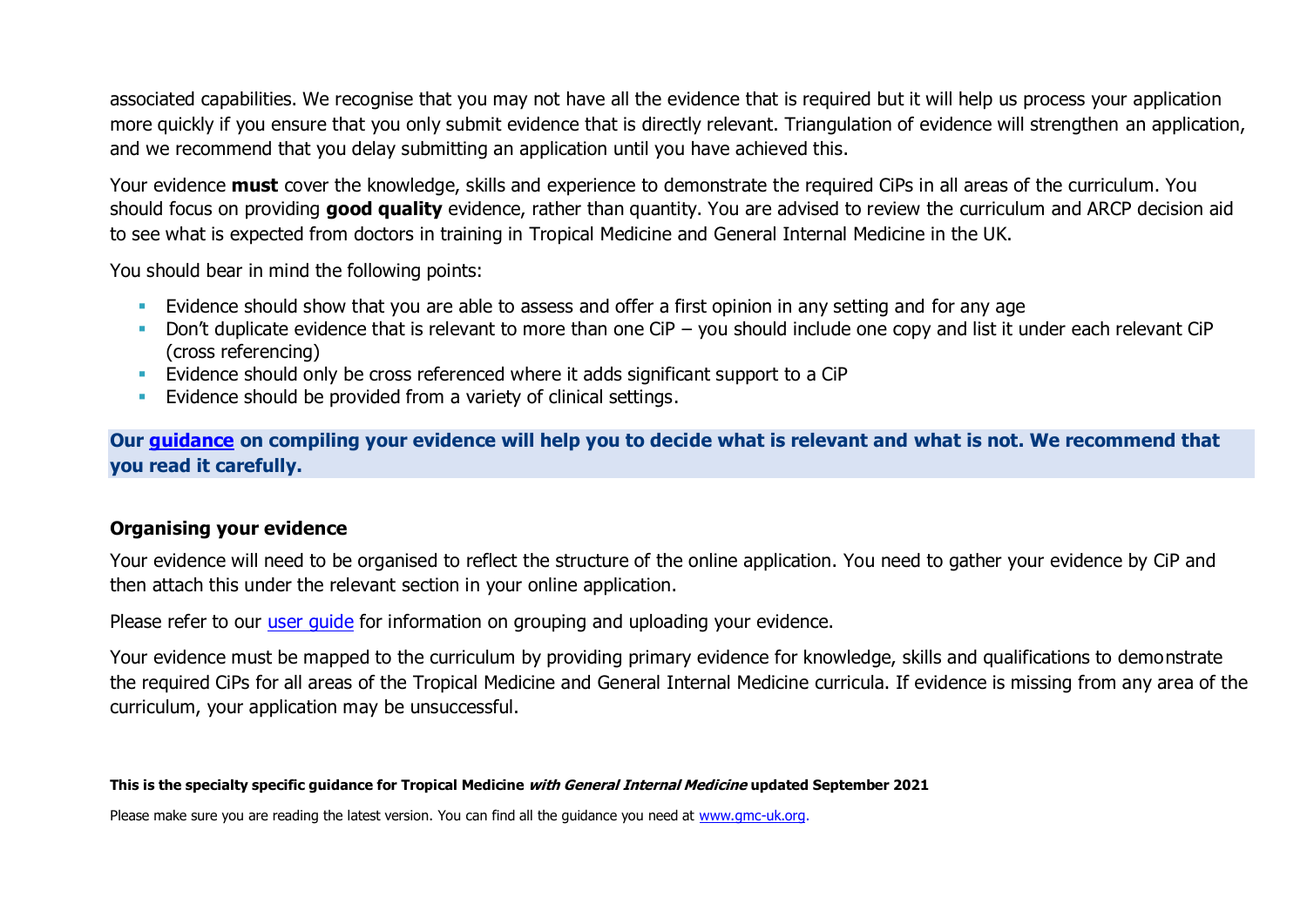associated capabilities. We recognise that you may not have all the evidence that is required but it will help us process your application more quickly if you ensure that you only submit evidence that is directly relevant. Triangulation of evidence will strengthen an application, and we recommend that you delay submitting an application until you have achieved this.

Your evidence **must** cover the knowledge, skills and experience to demonstrate the required CiPs in all areas of the curriculum. You should focus on providing **good quality** evidence, rather than quantity. You are advised to review the curriculum and ARCP decision aid to see what is expected from doctors in training in Tropical Medicine and General Internal Medicine in the UK.

You should bear in mind the following points:

- Evidence should show that you are able to assess and offer a first opinion in any setting and for any age
- Don't duplicate evidence that is relevant to more than one CiP – you should include one copy and list it under each relevant CiP (cross referencing)
- Evidence should only be cross referenced where it adds significant support to a CiP
- Evidence should be provided from a variety of clinical settings.

**Our guidance on compiling your evidence will help you to decide what is relevant and what is not. We recommend that you read it carefully.**

### Organising your evidence

Your evidence will need to be organised to reflect the structure of the online application. You need to gather your evidence by CiP and then attach this under the relevant section in your online application.

Please refer to our user guide for information on grouping and uploading your evidence.

Your evidence must be mapped to the curriculum by providing primary evidence for knowledge, skills and qualifications to demonstrate the required CiPs for all areas of the Tropical Medicine and General Internal Medicine curricula. If evidence is missing from any area of the curriculum, your application may be unsuccessful.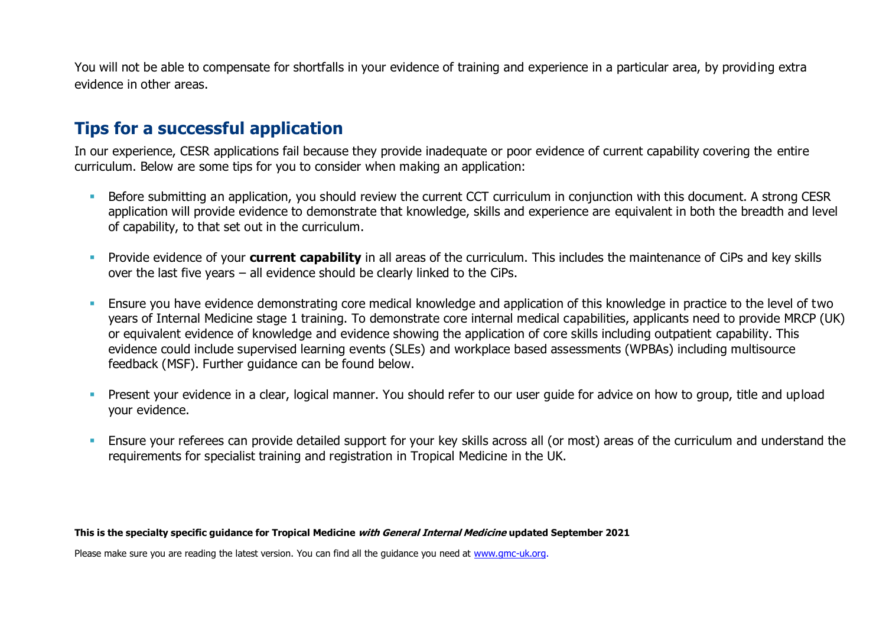You will not be able to compensate for shortfalls in your evidence of training and experience in a particular area, by providing extra evidence in other areas.

## Tips for a successful application

In our experience, CESR applications fail because they provide inadequate or poor evidence of current capability covering the entire curriculum. Below are some tips for you to consider when making an application:

- Before submitting an application, you should review the current CCT curriculum in conjunction with this document. A strong CESR application will provide evidence to demonstrate that knowledge, skills and experience are equivalent in both the breadth and level of capability, to that set out in the curriculum.
- Provide evidence of your **current capability** in all areas of the curriculum. This includes the maintenance of CiPs and key skills over the last five years – all evidence should be clearly linked to the CiPs.
- Ensure you have evidence demonstrating core medical knowledge and application of this knowledge in practice to the level of two years of Internal Medicine stage 1 training. To demonstrate core internal medical capabilities, applicants need to provide MRCP (UK) or equivalent evidence of knowledge and evidence showing the application of core skills including outpatient capability. This evidence could include supervised learning events (SLEs) and workplace based assessments (WPBAs) including multisource feedback (MSF). Further guidance can be found below.
- Present your evidence in a clear, logical manner. You should refer to our user guide for advice on how to group, title and upload your evidence.
- Ensure your referees can provide detailed support for your key skills across all (or most) areas of the curriculum and understand the requirements for specialist training and registration in Tropical Medicine in the UK.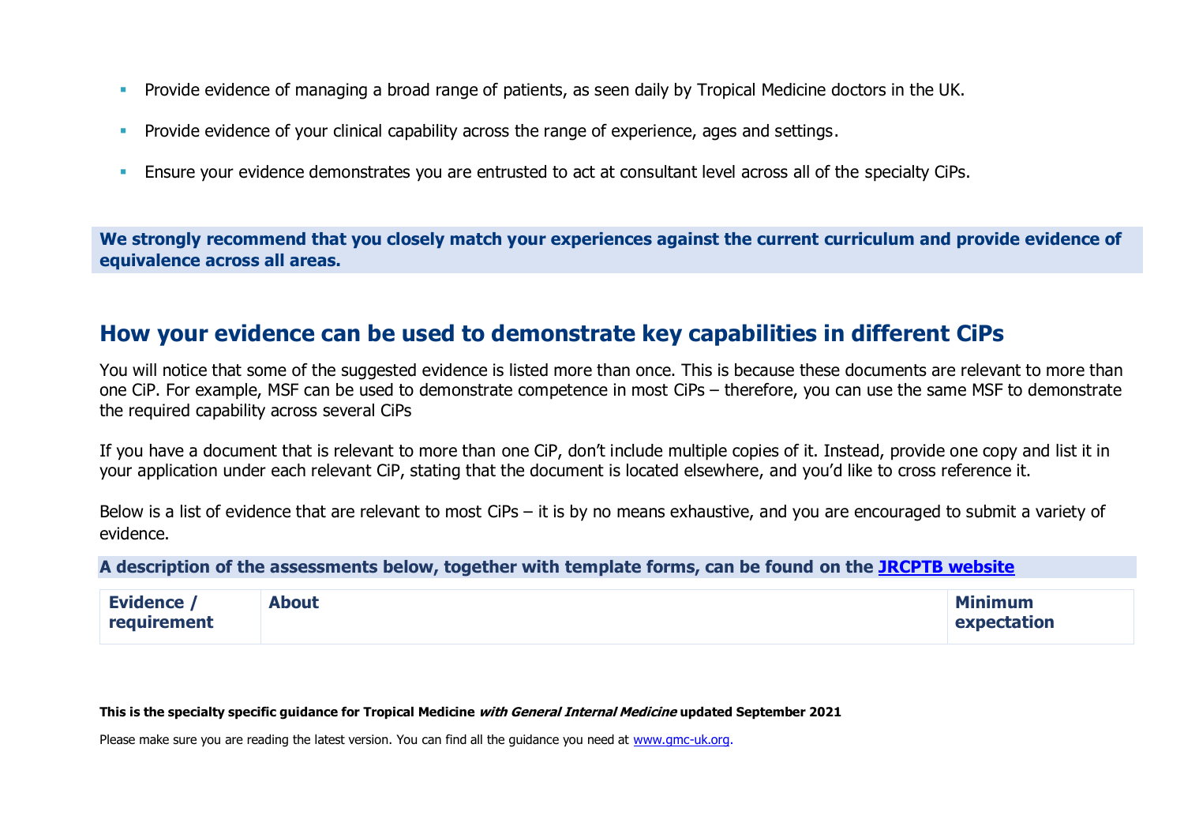- Provide evidence of managing a broad range of patients, as seen daily by Tropical Medicine doctors in the UK.
- Provide evidence of your clinical capability across the range of experience, ages and settings.
- Ensure your evidence demonstrates you are entrusted to act at consultant level across all of the specialty CiPs.

**We strongly recommend that you closely match your experiences against the current curriculum and provide evidence of equivalence across all areas.**

## How your evidence can be used to demonstrate key capabilities in different CiPs

You will notice that some of the suggested evidence is listed more than once. This is because these documents are relevant to more than one CiP. For example, MSF can be used to demonstrate competence in most CiPs – therefore, you can use the same MSF to demonstrate the required capability across several CiPs

If you have a document that is relevant to more than one CiP, don't include multiple copies of it. Instead, provide one copy and list it in your application under each relevant CiP, stating that the document is located elsewhere, and you'd like to cross reference it.

Below is a list of evidence that are relevant to most CiPs – it is by no means exhaustive, and you are encouraged to submit a variety of evidence.

**A description of the assessments below, together with template forms, can be found on the JRCPTB website**

| Evidence / requirement | About | Minimum expectation |
|---|---|---|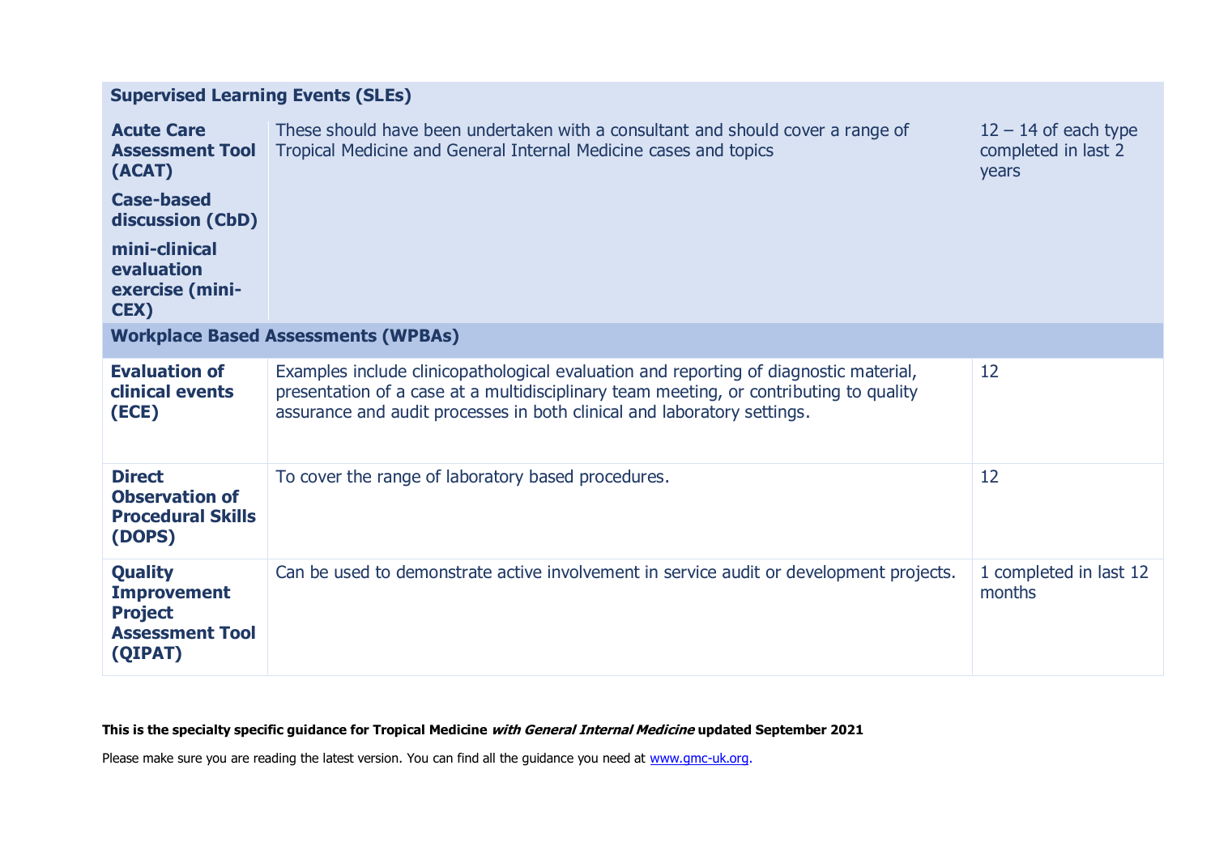| **Supervised Learning Events (SLEs)** | | |
|---|---|---|
| **Acute Care Assessment Tool (ACAT)**<br><br>**Case-based discussion (CbD)**<br><br>**mini-clinical evaluation exercise (mini-CEX)** | These should have been undertaken with a consultant and should cover a range of Tropical Medicine and General Internal Medicine cases and topics | 12 – 14 of each type completed in last 2 years |
| **Workplace Based Assessments (WPBAs)** | | |
| **Evaluation of clinical events (ECE)** | Examples include clinicopathological evaluation and reporting of diagnostic material, presentation of a case at a multidisciplinary team meeting, or contributing to quality assurance and audit processes in both clinical and laboratory settings. | 12 |
| **Direct Observation of Procedural Skills (DOPS)** | To cover the range of laboratory based procedures. | 12 |
| **Quality Improvement Project Assessment Tool (QIPAT)** | Can be used to demonstrate active involvement in service audit or development projects. | 1 completed in last 12 months |

**This is the specialty specific guidance for Tropical Medicine *with General Internal Medicine* updated September 2021**

Please make sure you are reading the latest version. You can find all the guidance you need at [www.gmc-uk.org](www.gmc-uk.org).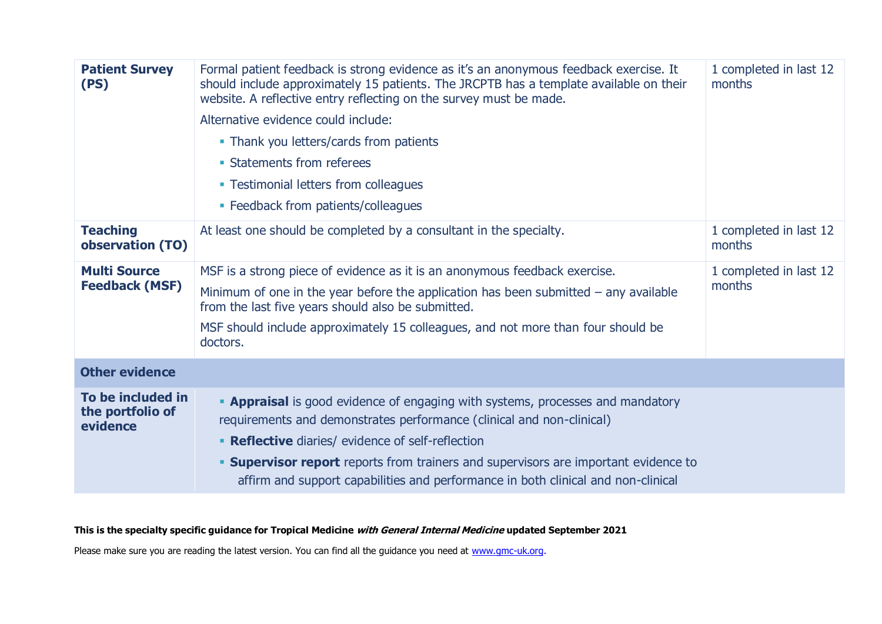| | | |
|---|---|---|
| **Patient Survey (PS)** | Formal patient feedback is strong evidence as it's an anonymous feedback exercise. It should include approximately 15 patients. The JRCPTB has a template available on their website. A reflective entry reflecting on the survey must be made.<br><br>Alternative evidence could include:<br>▪ Thank you letters/cards from patients<br>▪ Statements from referees<br>▪ Testimonial letters from colleagues<br>▪ Feedback from patients/colleagues | 1 completed in last 12 months |
| **Teaching observation (TO)** | At least one should be completed by a consultant in the specialty. | 1 completed in last 12 months |
| **Multi Source Feedback (MSF)** | MSF is a strong piece of evidence as it is an anonymous feedback exercise.<br><br>Minimum of one in the year before the application has been submitted – any available from the last five years should also be submitted.<br><br>MSF should include approximately 15 colleagues, and not more than four should be doctors. | 1 completed in last 12 months |
| **Other evidence** | | |
| **To be included in the portfolio of evidence** | ▪ **Appraisal** is good evidence of engaging with systems, processes and mandatory requirements and demonstrates performance (clinical and non-clinical)<br>▪ **Reflective** diaries/ evidence of self-reflection<br>▪ **Supervisor report** reports from trainers and supervisors are important evidence to affirm and support capabilities and performance in both clinical and non-clinical | |

**This is the specialty specific guidance for Tropical Medicine *with General Internal Medicine* updated September 2021**

Please make sure you are reading the latest version. You can find all the guidance you need at www.gmc-uk.org.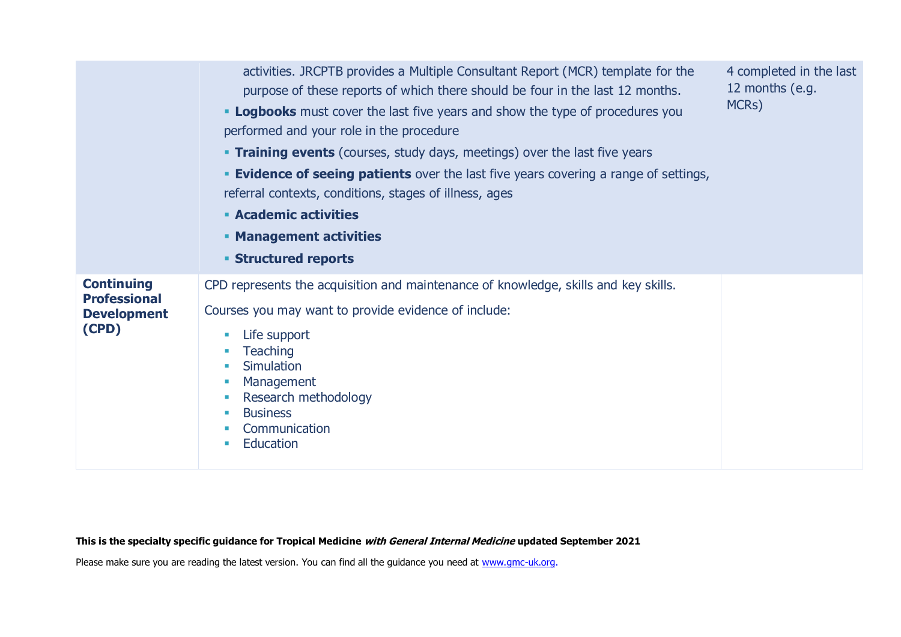| | | |
|---|---|---|
| | activities. JRCPTB provides a Multiple Consultant Report (MCR) template for the purpose of these reports of which there should be four in the last 12 months.<br>▪ **Logbooks** must cover the last five years and show the type of procedures you performed and your role in the procedure<br>▪ **Training events** (courses, study days, meetings) over the last five years<br>▪ **Evidence of seeing patients** over the last five years covering a range of settings, referral contexts, conditions, stages of illness, ages<br>▪ **Academic activities**<br>▪ **Management activities**<br>▪ **Structured reports** | 4 completed in the last 12 months (e.g. MCRs) |
| **Continuing Professional Development (CPD)** | CPD represents the acquisition and maintenance of knowledge, skills and key skills.<br>Courses you may want to provide evidence of include:<br>▪ Life support<br>▪ Teaching<br>▪ Simulation<br>▪ Management<br>▪ Research methodology<br>▪ Business<br>▪ Communication<br>▪ Education | |

**This is the specialty specific guidance for Tropical Medicine *with General Internal Medicine* updated September 2021**

Please make sure you are reading the latest version. You can find all the guidance you need at www.gmc-uk.org.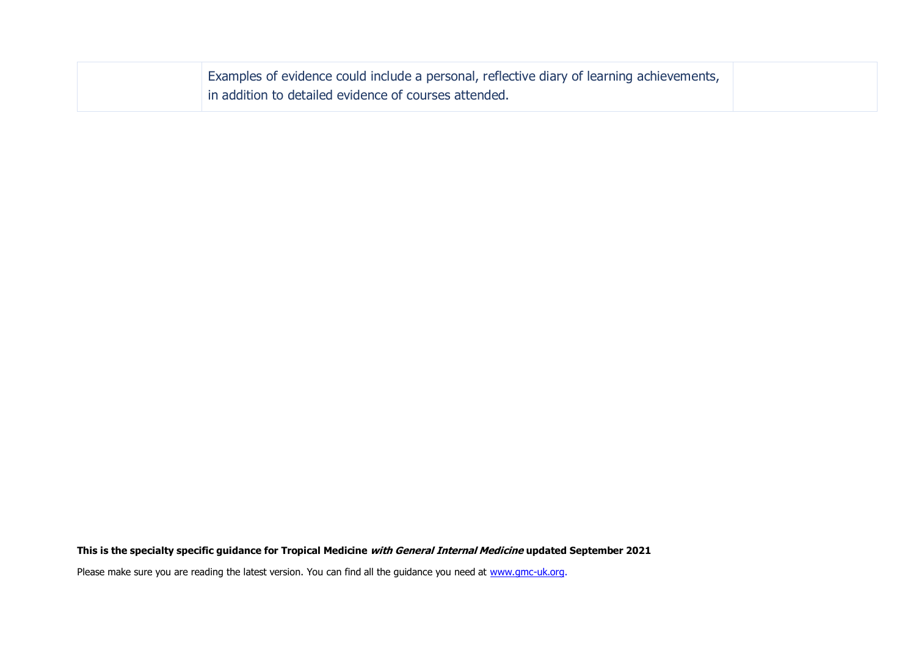| | | |
|---|---|---|
| | Examples of evidence could include a personal, reflective diary of learning achievements, in addition to detailed evidence of courses attended. | |

**This is the specialty specific guidance for Tropical Medicine *with General Internal Medicine* updated September 2021**

Please make sure you are reading the latest version. You can find all the guidance you need at [www.gmc-uk.org](http://www.gmc-uk.org).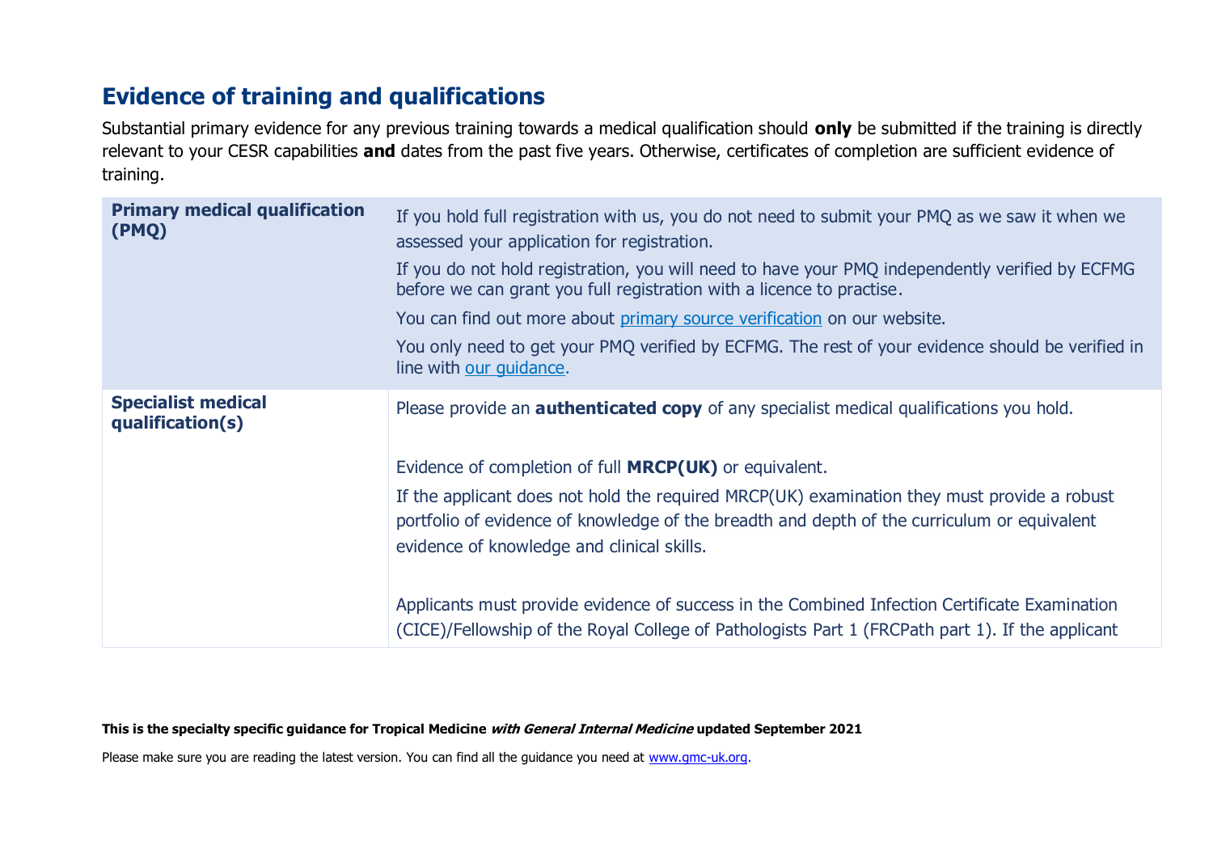## Evidence of training and qualifications

Substantial primary evidence for any previous training towards a medical qualification should **only** be submitted if the training is directly relevant to your CESR capabilities **and** dates from the past five years. Otherwise, certificates of completion are sufficient evidence of training.

| | |
|---|---|
| **Primary medical qualification (PMQ)** | If you hold full registration with us, you do not need to submit your PMQ as we saw it when we assessed your application for registration.<br>If you do not hold registration, you will need to have your PMQ independently verified by ECFMG before we can grant you full registration with a licence to practise.<br>You can find out more about primary source verification on our website.<br>You only need to get your PMQ verified by ECFMG. The rest of your evidence should be verified in line with our guidance. |
| **Specialist medical qualification(s)** | Please provide an **authenticated copy** of any specialist medical qualifications you hold.<br><br>Evidence of completion of full **MRCP(UK)** or equivalent.<br>If the applicant does not hold the required MRCP(UK) examination they must provide a robust portfolio of evidence of knowledge of the breadth and depth of the curriculum or equivalent evidence of knowledge and clinical skills.<br><br>Applicants must provide evidence of success in the Combined Infection Certificate Examination (CICE)/Fellowship of the Royal College of Pathologists Part 1 (FRCPath part 1). If the applicant |

**This is the specialty specific guidance for Tropical Medicine *with General Internal Medicine* updated September 2021**

Please make sure you are reading the latest version. You can find all the guidance you need at www.gmc-uk.org.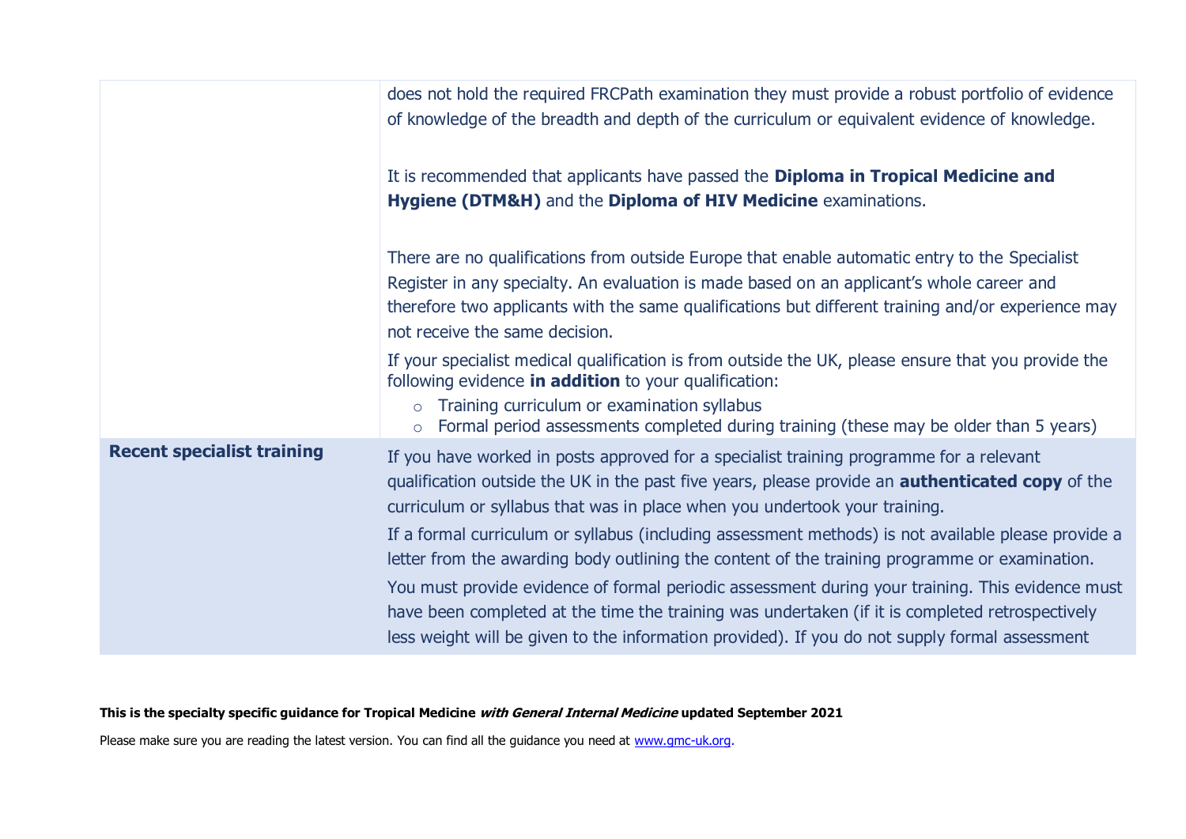| | |
|---|---|
| | does not hold the required FRCPath examination they must provide a robust portfolio of evidence of knowledge of the breadth and depth of the curriculum or equivalent evidence of knowledge.<br><br>It is recommended that applicants have passed the **Diploma in Tropical Medicine and Hygiene (DTM&H)** and the **Diploma of HIV Medicine** examinations.<br><br>There are no qualifications from outside Europe that enable automatic entry to the Specialist Register in any specialty. An evaluation is made based on an applicant's whole career and therefore two applicants with the same qualifications but different training and/or experience may not receive the same decision.<br><br>If your specialist medical qualification is from outside the UK, please ensure that you provide the following evidence **in addition** to your qualification:<br>○ Training curriculum or examination syllabus<br>○ Formal period assessments completed during training (these may be older than 5 years) |
| **Recent specialist training** | If you have worked in posts approved for a specialist training programme for a relevant qualification outside the UK in the past five years, please provide an **authenticated copy** of the curriculum or syllabus that was in place when you undertook your training.<br><br>If a formal curriculum or syllabus (including assessment methods) is not available please provide a letter from the awarding body outlining the content of the training programme or examination.<br><br>You must provide evidence of formal periodic assessment during your training. This evidence must have been completed at the time the training was undertaken (if it is completed retrospectively less weight will be given to the information provided). If you do not supply formal assessment |

**This is the specialty specific guidance for Tropical Medicine *with General Internal Medicine* updated September 2021**

Please make sure you are reading the latest version. You can find all the guidance you need at www.gmc-uk.org.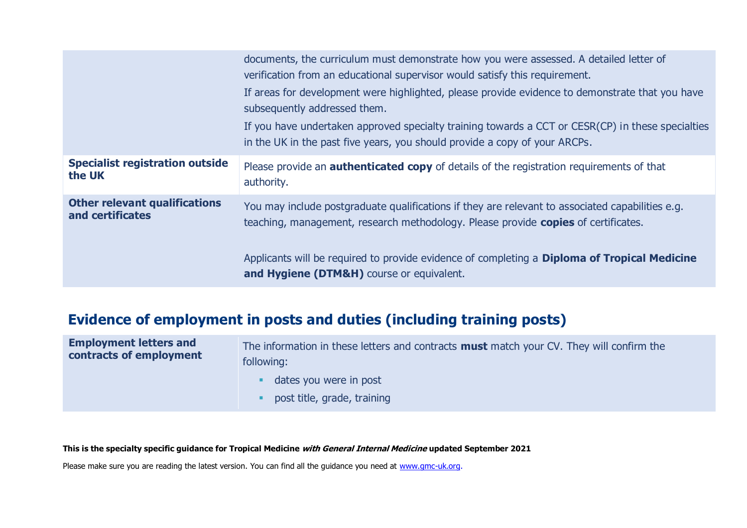| | |
|---|---|
| | documents, the curriculum must demonstrate how you were assessed. A detailed letter of verification from an educational supervisor would satisfy this requirement.<br>If areas for development were highlighted, please provide evidence to demonstrate that you have subsequently addressed them.<br>If you have undertaken approved specialty training towards a CCT or CESR(CP) in these specialties in the UK in the past five years, you should provide a copy of your ARCPs. |
| **Specialist registration outside the UK** | Please provide an **authenticated copy** of details of the registration requirements of that authority. |
| **Other relevant qualifications and certificates** | You may include postgraduate qualifications if they are relevant to associated capabilities e.g. teaching, management, research methodology. Please provide **copies** of certificates.<br><br>Applicants will be required to provide evidence of completing a **Diploma of Tropical Medicine and Hygiene (DTM&H)** course or equivalent. |

## Evidence of employment in posts and duties (including training posts)

| | |
|---|---|
| **Employment letters and contracts of employment** | The information in these letters and contracts **must** match your CV. They will confirm the following:<br>▪ dates you were in post<br>▪ post title, grade, training |

**This is the specialty specific guidance for Tropical Medicine *with General Internal Medicine* updated September 2021**

Please make sure you are reading the latest version. You can find all the guidance you need at www.gmc-uk.org.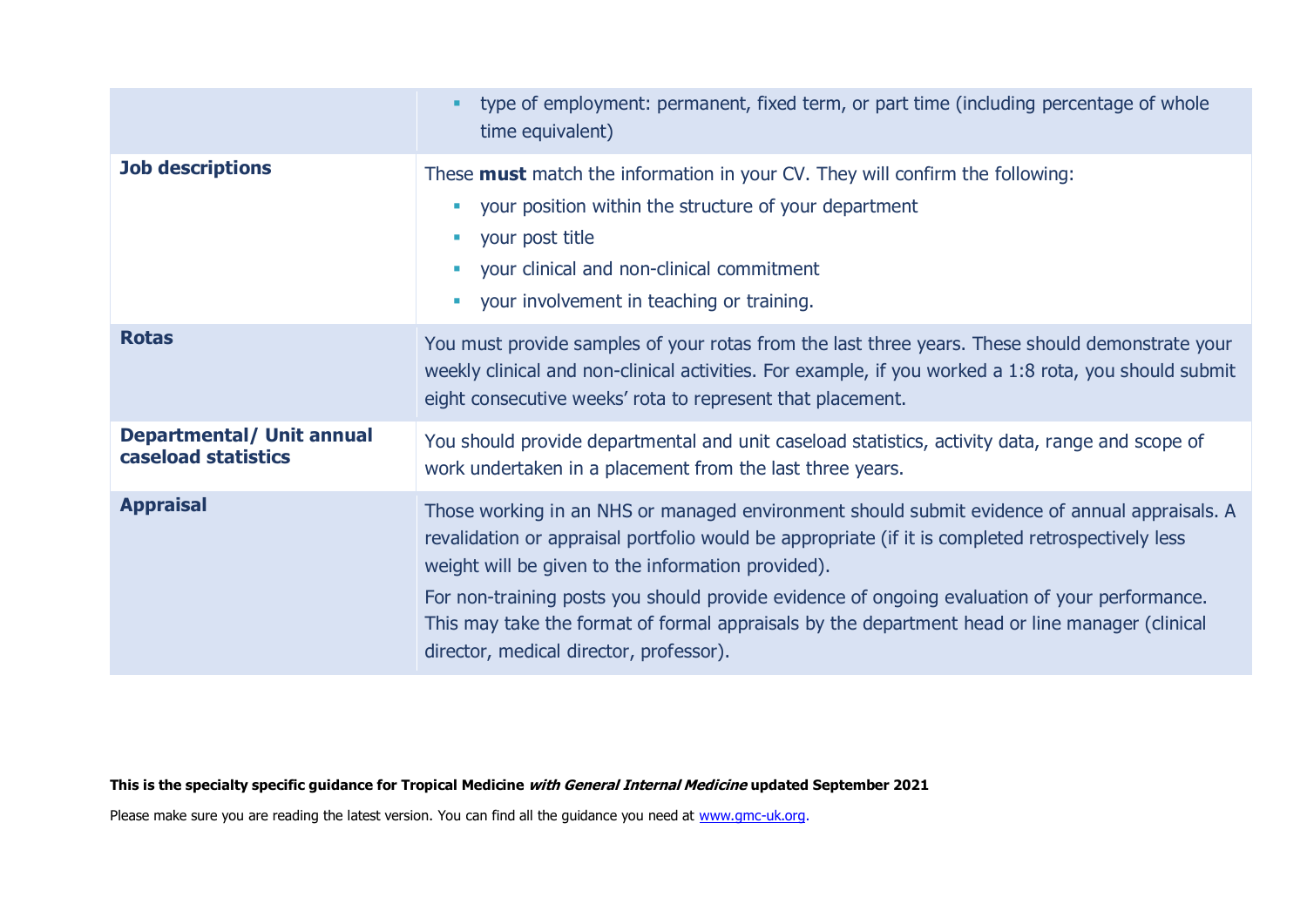| | |
|---|---|
| | ▪ type of employment: permanent, fixed term, or part time (including percentage of whole time equivalent) |
| **Job descriptions** | These **must** match the information in your CV. They will confirm the following:<br>▪ your position within the structure of your department<br>▪ your post title<br>▪ your clinical and non-clinical commitment<br>▪ your involvement in teaching or training. |
| **Rotas** | You must provide samples of your rotas from the last three years. These should demonstrate your weekly clinical and non-clinical activities. For example, if you worked a 1:8 rota, you should submit eight consecutive weeks' rota to represent that placement. |
| **Departmental/ Unit annual caseload statistics** | You should provide departmental and unit caseload statistics, activity data, range and scope of work undertaken in a placement from the last three years. |
| **Appraisal** | Those working in an NHS or managed environment should submit evidence of annual appraisals. A revalidation or appraisal portfolio would be appropriate (if it is completed retrospectively less weight will be given to the information provided).<br>For non-training posts you should provide evidence of ongoing evaluation of your performance. This may take the format of formal appraisals by the department head or line manager (clinical director, medical director, professor). |

**This is the specialty specific guidance for Tropical Medicine *with General Internal Medicine* updated September 2021**

Please make sure you are reading the latest version. You can find all the guidance you need at [www.gmc-uk.org](http://www.gmc-uk.org).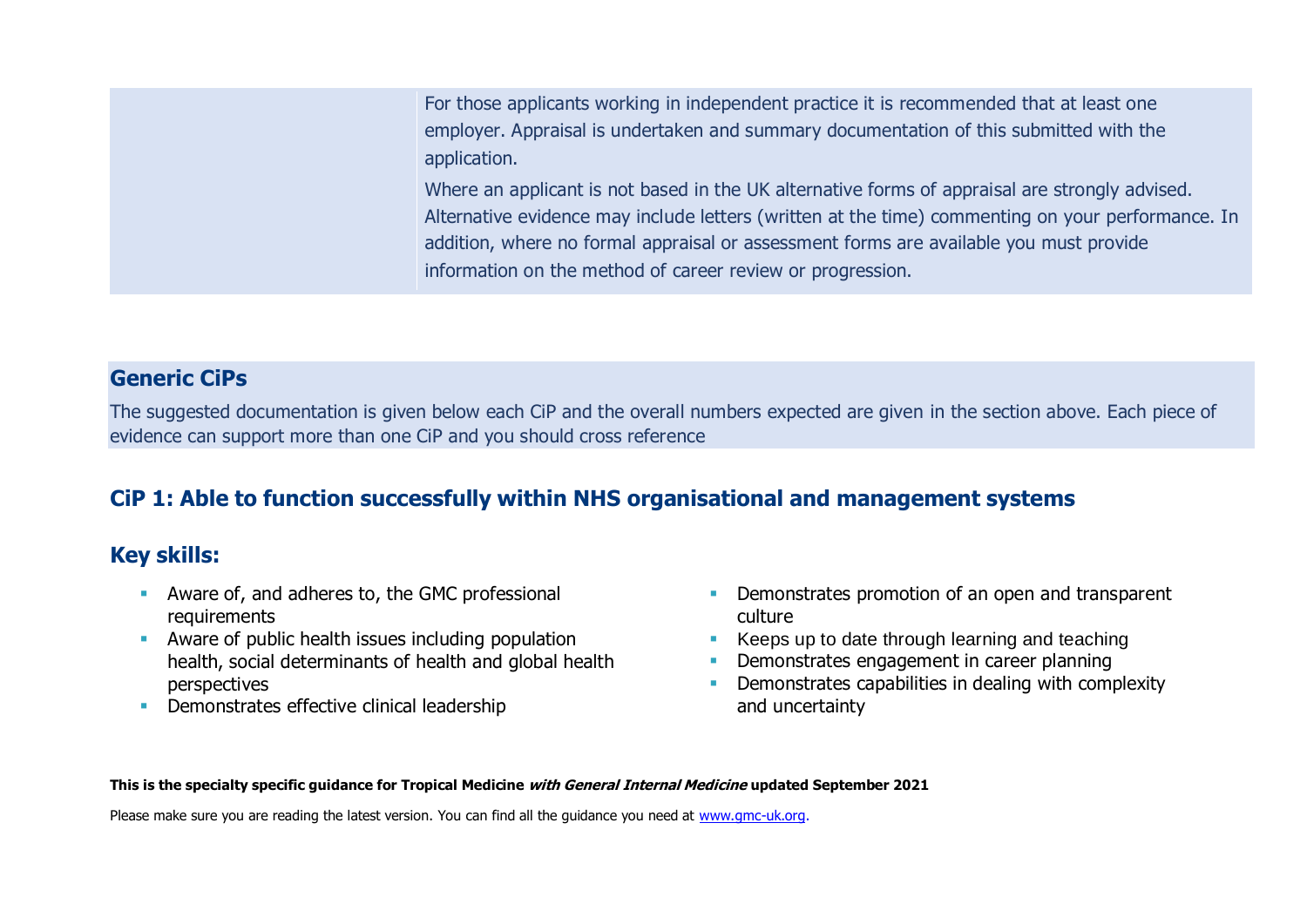| | |
|---|---|
| | For those applicants working in independent practice it is recommended that at least one employer. Appraisal is undertaken and summary documentation of this submitted with the application. Where an applicant is not based in the UK alternative forms of appraisal are strongly advised. Alternative evidence may include letters (written at the time) commenting on your performance. In addition, where no formal appraisal or assessment forms are available you must provide information on the method of career review or progression. |

## Generic CiPs

The suggested documentation is given below each CiP and the overall numbers expected are given in the section above. Each piece of evidence can support more than one CiP and you should cross reference

## CiP 1: Able to function successfully within NHS organisational and management systems

## Key skills:

- Aware of, and adheres to, the GMC professional requirements
- Aware of public health issues including population health, social determinants of health and global health perspectives
- Demonstrates effective clinical leadership
- Demonstrates promotion of an open and transparent culture
- Keeps up to date through learning and teaching
- Demonstrates engagement in career planning
- Demonstrates capabilities in dealing with complexity and uncertainty

**This is the specialty specific guidance for Tropical Medicine *with General Internal Medicine* updated September 2021**

Please make sure you are reading the latest version. You can find all the guidance you need at [www.gmc-uk.org](http://www.gmc-uk.org).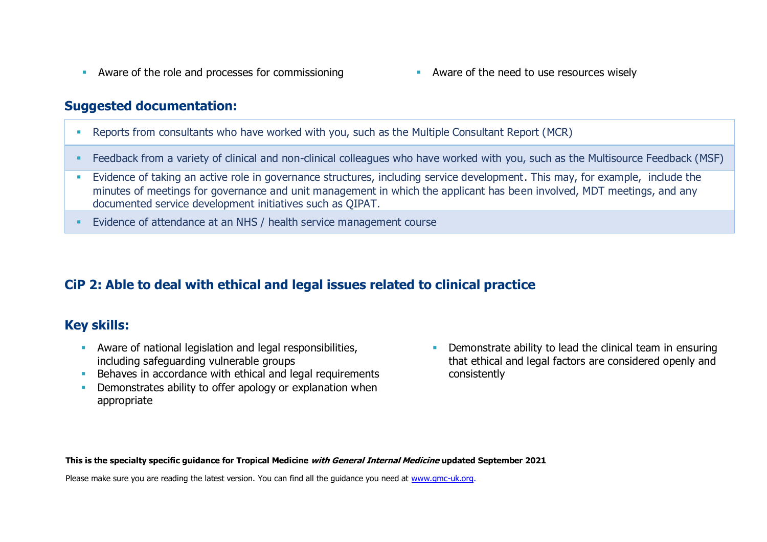- Aware of the role and processes for commissioning
- Aware of the need to use resources wisely

## Suggested documentation:

- Reports from consultants who have worked with you, such as the Multiple Consultant Report (MCR)
- Feedback from a variety of clinical and non-clinical colleagues who have worked with you, such as the Multisource Feedback (MSF)
- Evidence of taking an active role in governance structures, including service development. This may, for example, include the minutes of meetings for governance and unit management in which the applicant has been involved, MDT meetings, and any documented service development initiatives such as QIPAT.
- Evidence of attendance at an NHS / health service management course

## CiP 2: Able to deal with ethical and legal issues related to clinical practice

## Key skills:

- Aware of national legislation and legal responsibilities, including safeguarding vulnerable groups
- Behaves in accordance with ethical and legal requirements
- Demonstrates ability to offer apology or explanation when appropriate
- Demonstrate ability to lead the clinical team in ensuring that ethical and legal factors are considered openly and consistently

**This is the specialty specific guidance for Tropical Medicine *with General Internal Medicine* updated September 2021**

Please make sure you are reading the latest version. You can find all the guidance you need at www.gmc-uk.org.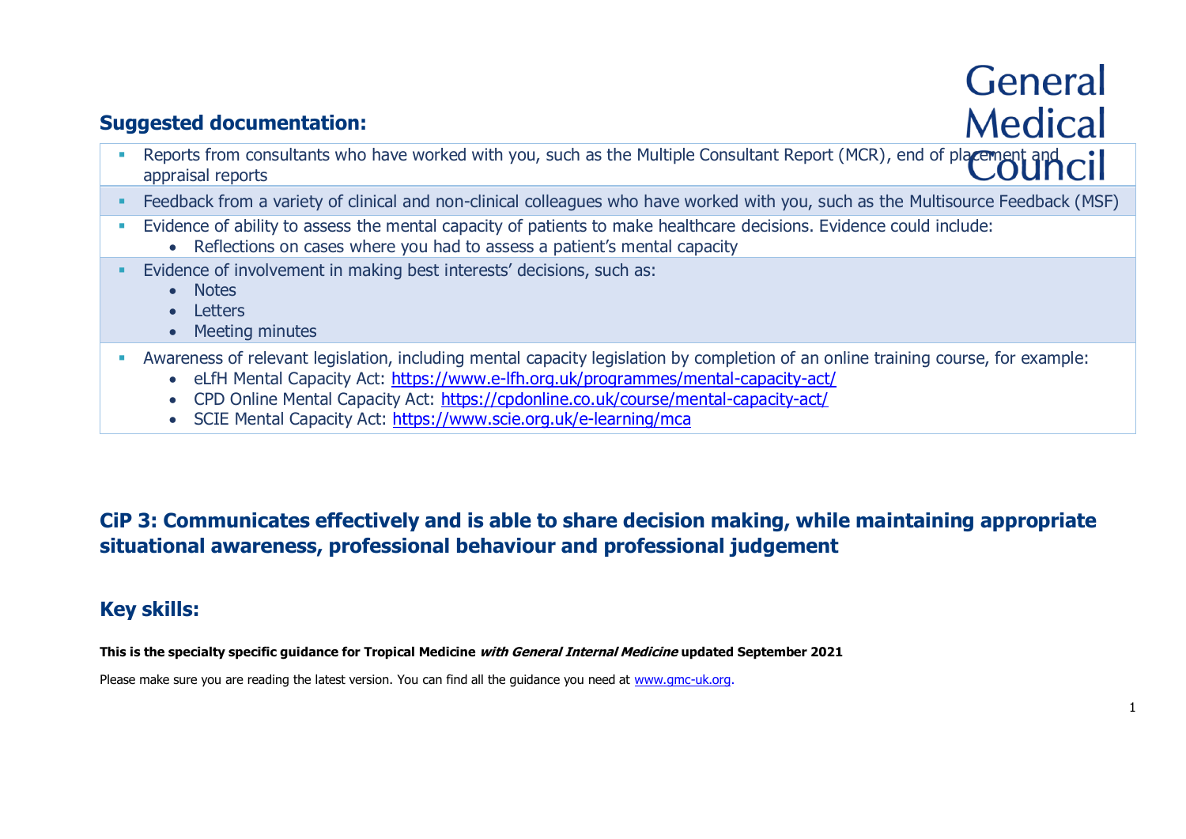## Suggested documentation:

- Reports from consultants who have worked with you, such as the Multiple Consultant Report (MCR), end of placement and appraisal reports
- Feedback from a variety of clinical and non-clinical colleagues who have worked with you, such as the Multisource Feedback (MSF)
- Evidence of ability to assess the mental capacity of patients to make healthcare decisions. Evidence could include:
  - Reflections on cases where you had to assess a patient's mental capacity
- Evidence of involvement in making best interests' decisions, such as:
  - Notes
  - Letters
  - Meeting minutes
- Awareness of relevant legislation, including mental capacity legislation by completion of an online training course, for example:
  - eLfH Mental Capacity Act: https://www.e-lfh.org.uk/programmes/mental-capacity-act/
  - CPD Online Mental Capacity Act: https://cpdonline.co.uk/course/mental-capacity-act/
  - SCIE Mental Capacity Act: https://www.scie.org.uk/e-learning/mca

## CiP 3: Communicates effectively and is able to share decision making, while maintaining appropriate situational awareness, professional behaviour and professional judgement

## Key skills:

**This is the specialty specific guidance for Tropical Medicine *with General Internal Medicine* updated September 2021**

Please make sure you are reading the latest version. You can find all the guidance you need at www.gmc-uk.org.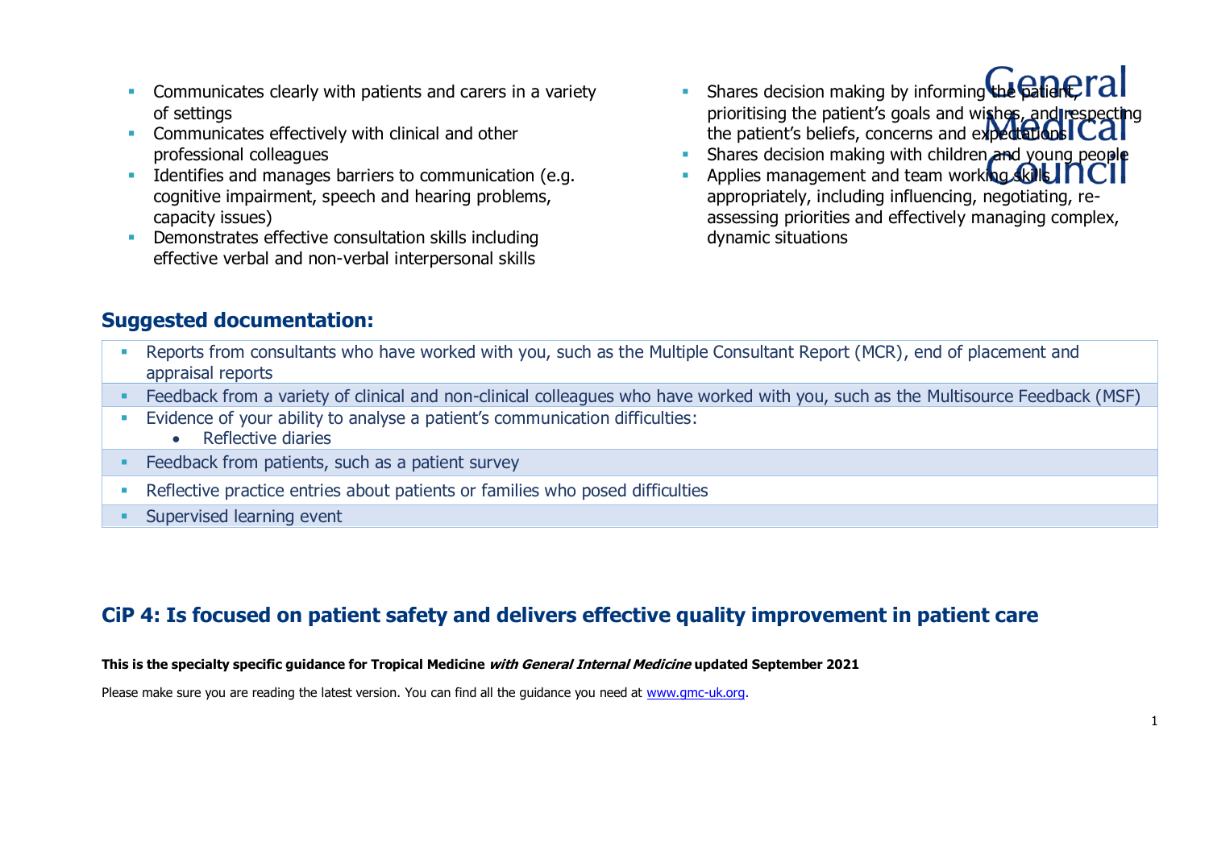- Communicates clearly with patients and carers in a variety of settings
- Communicates effectively with clinical and other professional colleagues
- Identifies and manages barriers to communication (e.g. cognitive impairment, speech and hearing problems, capacity issues)
- Demonstrates effective consultation skills including effective verbal and non-verbal interpersonal skills
- Shares decision making by informing the patient, prioritising the patient's goals and wishes, and respecting the patient's beliefs, concerns and expectations
- Shares decision making with children and young people
- Applies management and team working skills appropriately, including influencing, negotiating, re-assessing priorities and effectively managing complex, dynamic situations

## Suggested documentation:

- Reports from consultants who have worked with you, such as the Multiple Consultant Report (MCR), end of placement and appraisal reports
- Feedback from a variety of clinical and non-clinical colleagues who have worked with you, such as the Multisource Feedback (MSF)
- Evidence of your ability to analyse a patient's communication difficulties:
  - Reflective diaries
- Feedback from patients, such as a patient survey
- Reflective practice entries about patients or families who posed difficulties
- Supervised learning event

## CiP 4: Is focused on patient safety and delivers effective quality improvement in patient care

**This is the specialty specific guidance for Tropical Medicine *with General Internal Medicine* updated September 2021**

Please make sure you are reading the latest version. You can find all the guidance you need at www.gmc-uk.org.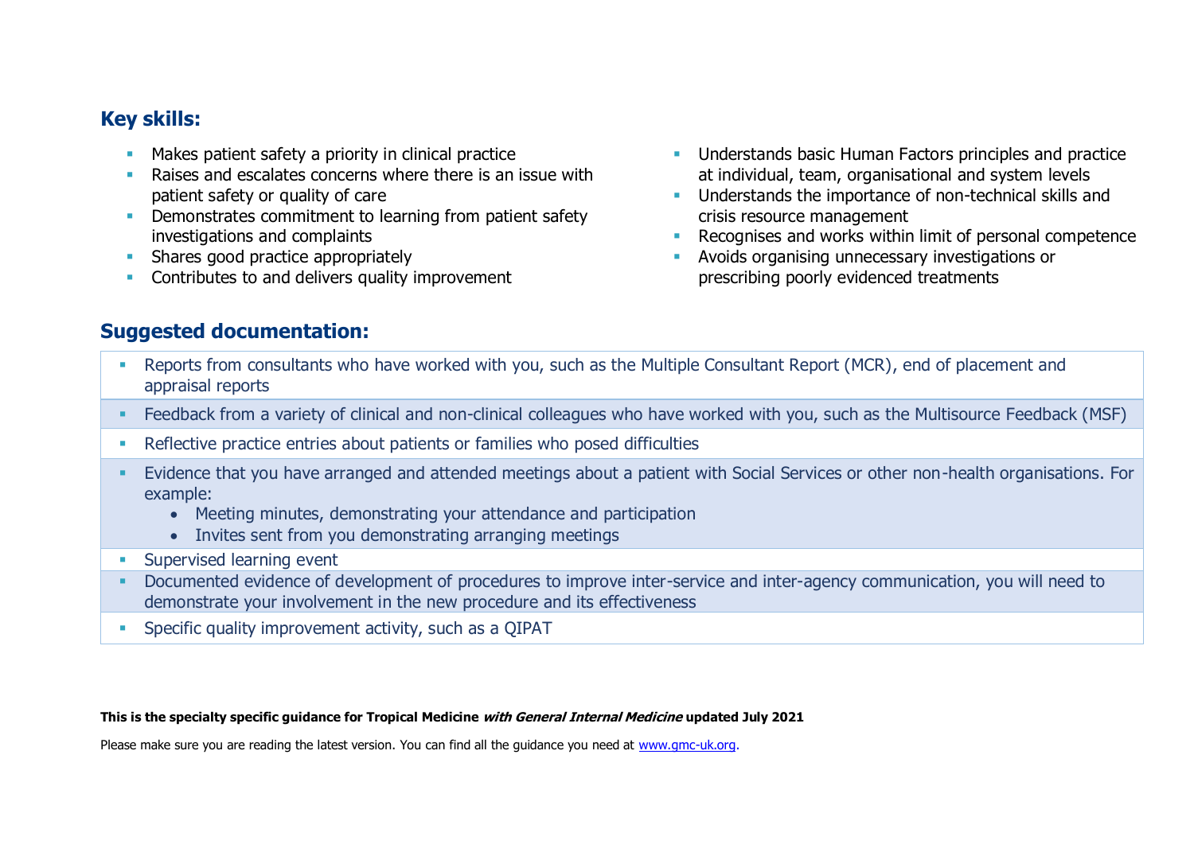## Key skills:

- Makes patient safety a priority in clinical practice
- Raises and escalates concerns where there is an issue with patient safety or quality of care
- Demonstrates commitment to learning from patient safety investigations and complaints
- Shares good practice appropriately
- Contributes to and delivers quality improvement
- Understands basic Human Factors principles and practice at individual, team, organisational and system levels
- Understands the importance of non-technical skills and crisis resource management
- Recognises and works within limit of personal competence
- Avoids organising unnecessary investigations or prescribing poorly evidenced treatments

## Suggested documentation:

- Reports from consultants who have worked with you, such as the Multiple Consultant Report (MCR), end of placement and appraisal reports
- Feedback from a variety of clinical and non-clinical colleagues who have worked with you, such as the Multisource Feedback (MSF)
- Reflective practice entries about patients or families who posed difficulties
- Evidence that you have arranged and attended meetings about a patient with Social Services or other non-health organisations. For example:
  - Meeting minutes, demonstrating your attendance and participation
  - Invites sent from you demonstrating arranging meetings
- Supervised learning event
- Documented evidence of development of procedures to improve inter-service and inter-agency communication, you will need to demonstrate your involvement in the new procedure and its effectiveness
- Specific quality improvement activity, such as a QIPAT

**This is the specialty specific guidance for Tropical Medicine *with General Internal Medicine* updated July 2021**

Please make sure you are reading the latest version. You can find all the guidance you need at [www.gmc-uk.org](www.gmc-uk.org).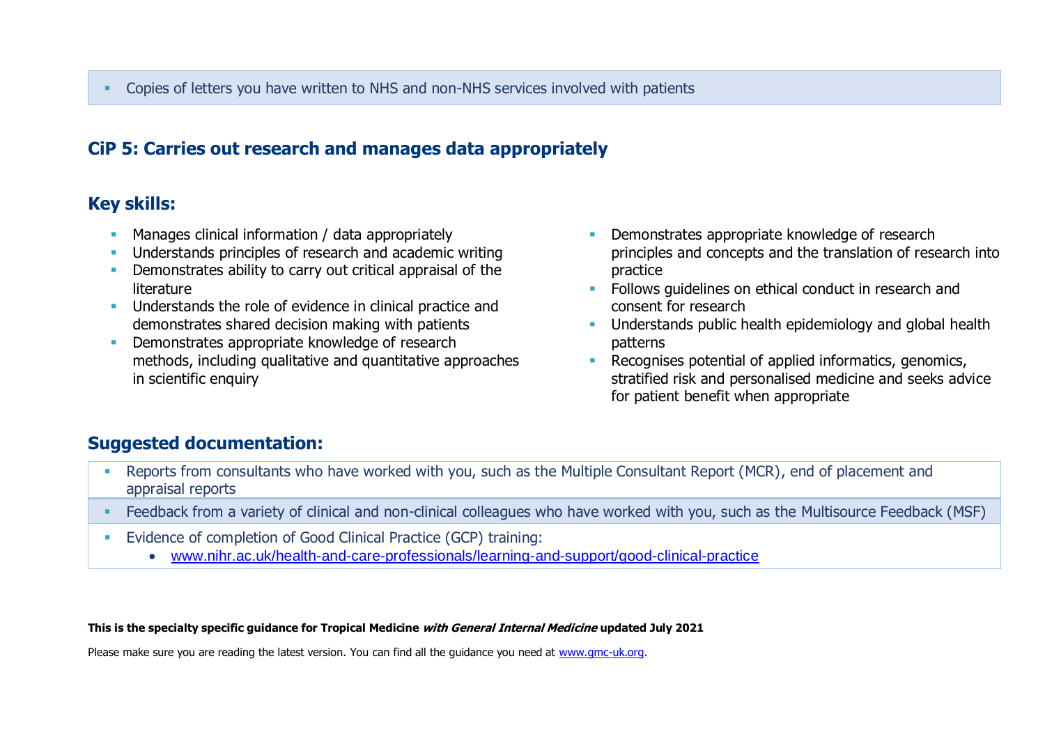- Copies of letters you have written to NHS and non-NHS services involved with patients

## CiP 5: Carries out research and manages data appropriately

## Key skills:

- Manages clinical information / data appropriately
- Understands principles of research and academic writing
- Demonstrates ability to carry out critical appraisal of the literature
- Understands the role of evidence in clinical practice and demonstrates shared decision making with patients
- Demonstrates appropriate knowledge of research methods, including qualitative and quantitative approaches in scientific enquiry
- Demonstrates appropriate knowledge of research principles and concepts and the translation of research into practice
- Follows guidelines on ethical conduct in research and consent for research
- Understands public health epidemiology and global health patterns
- Recognises potential of applied informatics, genomics, stratified risk and personalised medicine and seeks advice for patient benefit when appropriate

## Suggested documentation:

- Reports from consultants who have worked with you, such as the Multiple Consultant Report (MCR), end of placement and appraisal reports
- Feedback from a variety of clinical and non-clinical colleagues who have worked with you, such as the Multisource Feedback (MSF)
- Evidence of completion of Good Clinical Practice (GCP) training:
  - www.nihr.ac.uk/health-and-care-professionals/learning-and-support/good-clinical-practice

**This is the specialty specific guidance for Tropical Medicine *with General Internal Medicine* updated July 2021**

Please make sure you are reading the latest version. You can find all the guidance you need at www.gmc-uk.org.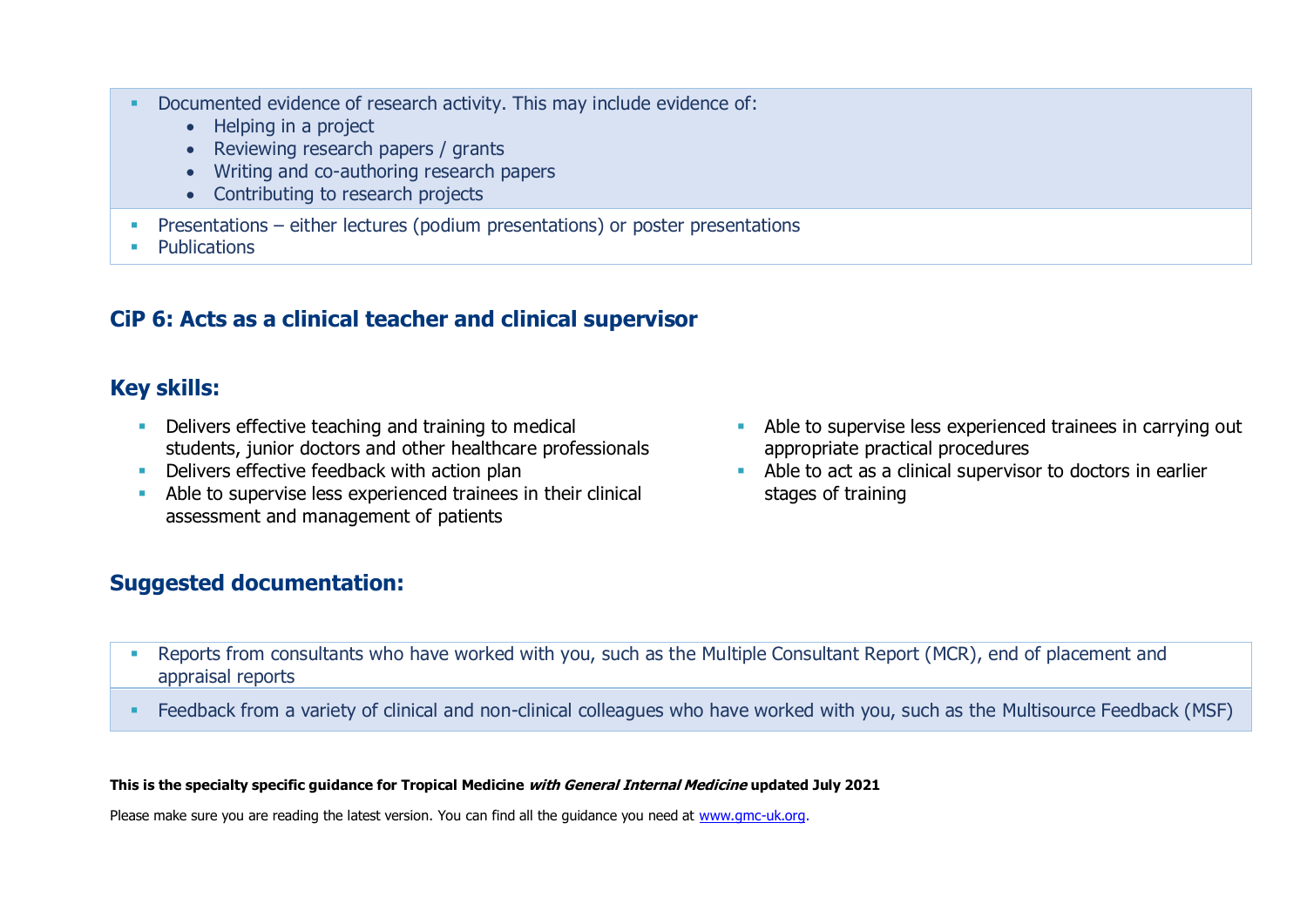- Documented evidence of research activity. This may include evidence of:
    - Helping in a project
    - Reviewing research papers / grants
    - Writing and co-authoring research papers
    - Contributing to research projects
- Presentations – either lectures (podium presentations) or poster presentations
- Publications

## CiP 6: Acts as a clinical teacher and clinical supervisor

### Key skills:

- Delivers effective teaching and training to medical students, junior doctors and other healthcare professionals
- Delivers effective feedback with action plan
- Able to supervise less experienced trainees in their clinical assessment and management of patients
- Able to supervise less experienced trainees in carrying out appropriate practical procedures
- Able to act as a clinical supervisor to doctors in earlier stages of training

### Suggested documentation:

- Reports from consultants who have worked with you, such as the Multiple Consultant Report (MCR), end of placement and appraisal reports
- Feedback from a variety of clinical and non-clinical colleagues who have worked with you, such as the Multisource Feedback (MSF)

**This is the specialty specific guidance for Tropical Medicine *with General Internal Medicine* updated July 2021**

Please make sure you are reading the latest version. You can find all the guidance you need at www.gmc-uk.org.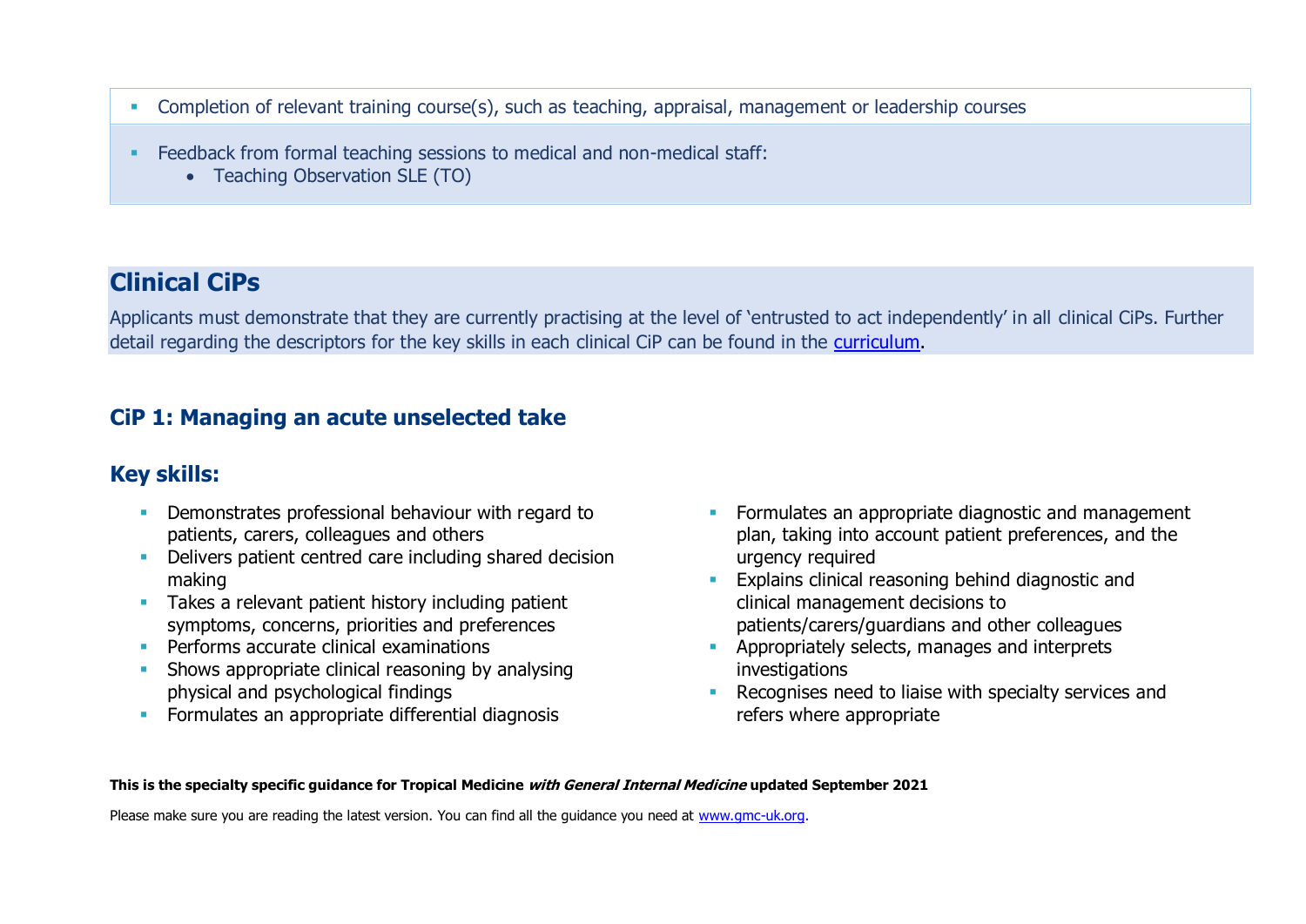- Completion of relevant training course(s), such as teaching, appraisal, management or leadership courses
- Feedback from formal teaching sessions to medical and non-medical staff:
  - Teaching Observation SLE (TO)

## Clinical CiPs

Applicants must demonstrate that they are currently practising at the level of 'entrusted to act independently' in all clinical CiPs. Further detail regarding the descriptors for the key skills in each clinical CiP can be found in the curriculum.

### CiP 1: Managing an acute unselected take

### Key skills:

- Demonstrates professional behaviour with regard to patients, carers, colleagues and others
- Delivers patient centred care including shared decision making
- Takes a relevant patient history including patient symptoms, concerns, priorities and preferences
- Performs accurate clinical examinations
- Shows appropriate clinical reasoning by analysing physical and psychological findings
- Formulates an appropriate differential diagnosis
- Formulates an appropriate diagnostic and management plan, taking into account patient preferences, and the urgency required
- Explains clinical reasoning behind diagnostic and clinical management decisions to patients/carers/guardians and other colleagues
- Appropriately selects, manages and interprets investigations
- Recognises need to liaise with specialty services and refers where appropriate

**This is the specialty specific guidance for Tropical Medicine *with General Internal Medicine* updated September 2021**

Please make sure you are reading the latest version. You can find all the guidance you need at www.gmc-uk.org.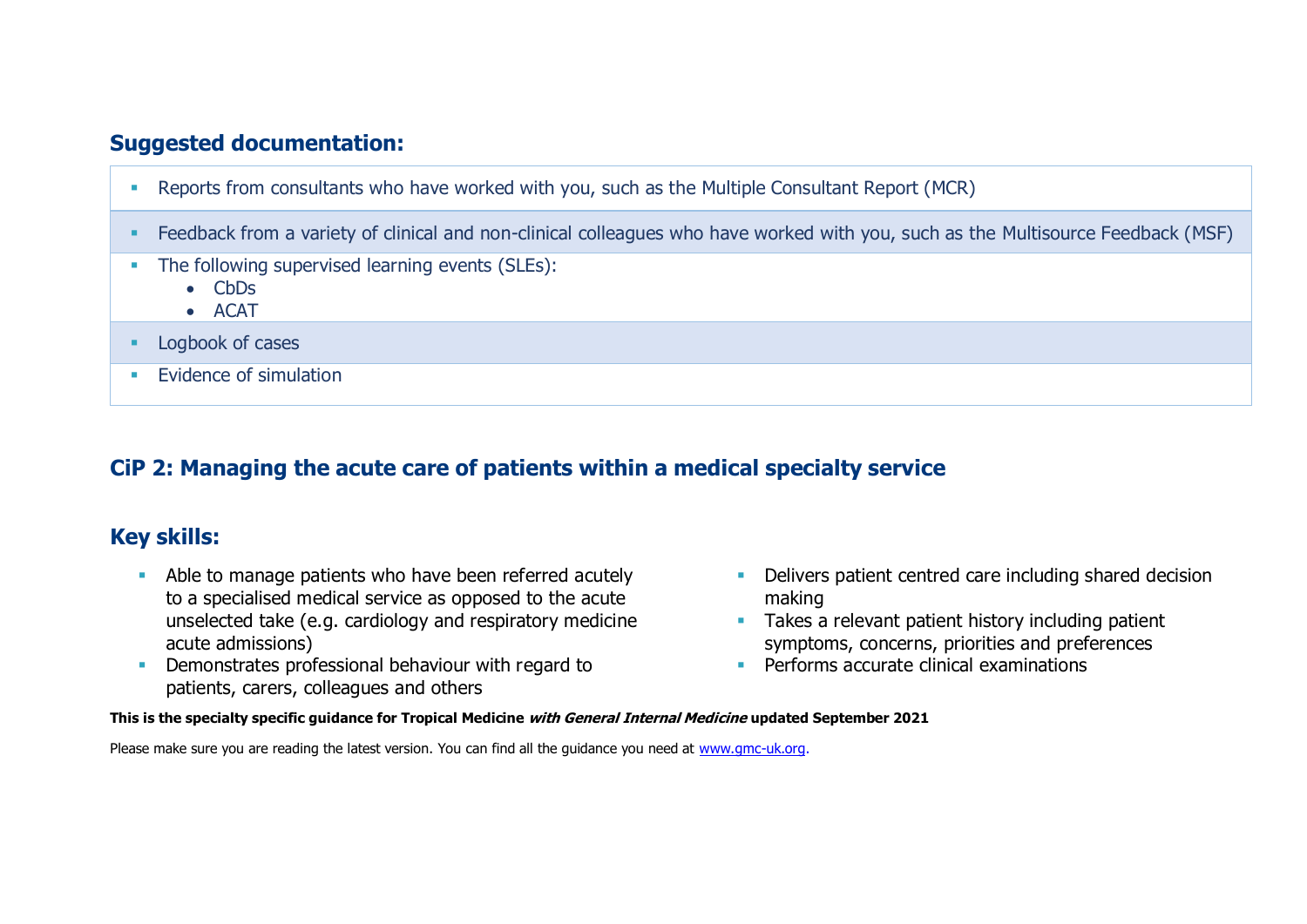## Suggested documentation:

- Reports from consultants who have worked with you, such as the Multiple Consultant Report (MCR)
- Feedback from a variety of clinical and non-clinical colleagues who have worked with you, such as the Multisource Feedback (MSF)
- The following supervised learning events (SLEs):
  - CbDs
  - ACAT
- Logbook of cases
- Evidence of simulation

## CiP 2: Managing the acute care of patients within a medical specialty service

## Key skills:

- Able to manage patients who have been referred acutely to a specialised medical service as opposed to the acute unselected take (e.g. cardiology and respiratory medicine acute admissions)
- Demonstrates professional behaviour with regard to patients, carers, colleagues and others
- Delivers patient centred care including shared decision making
- Takes a relevant patient history including patient symptoms, concerns, priorities and preferences
- Performs accurate clinical examinations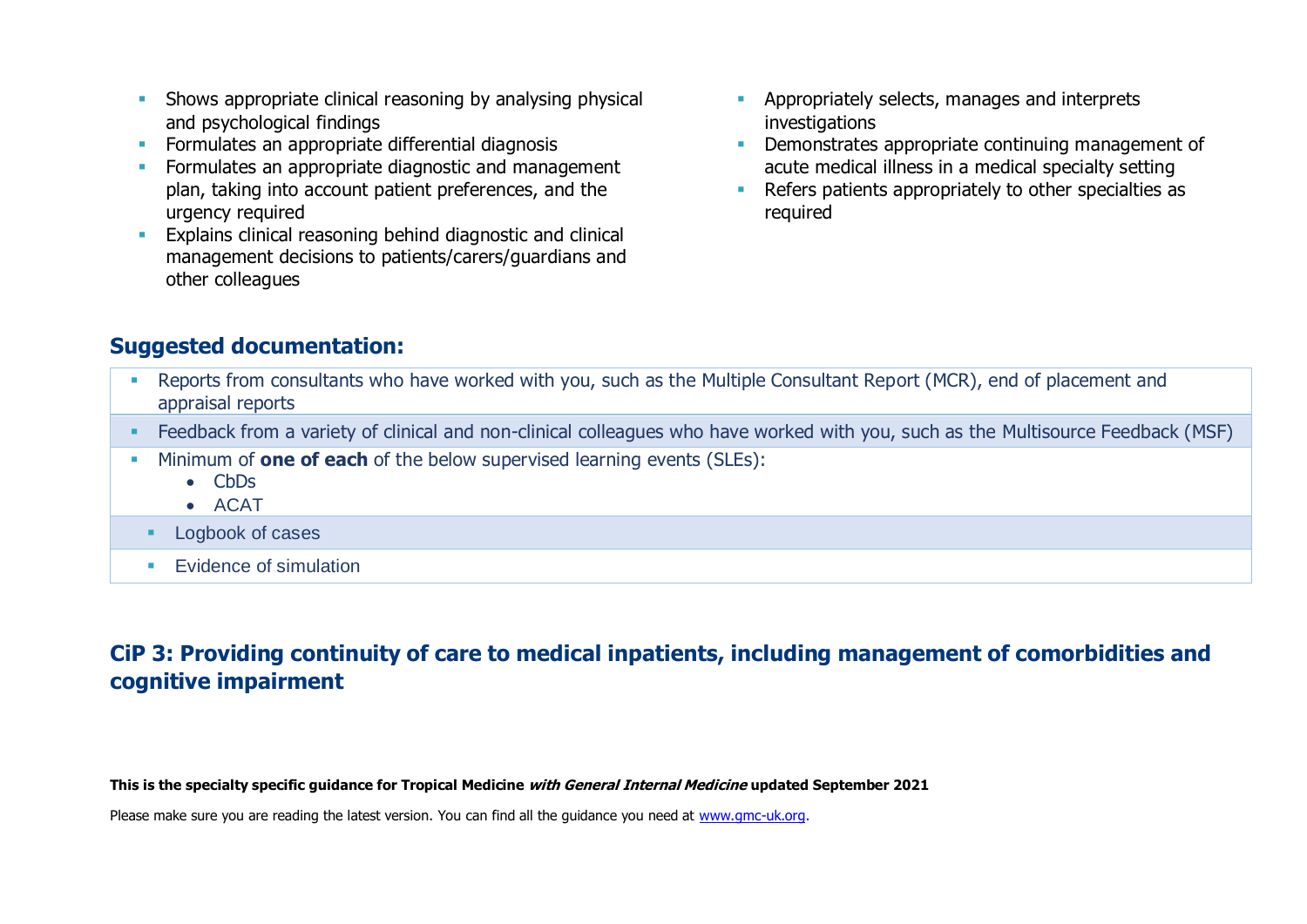- Shows appropriate clinical reasoning by analysing physical and psychological findings
- Formulates an appropriate differential diagnosis
- Formulates an appropriate diagnostic and management plan, taking into account patient preferences, and the urgency required
- Explains clinical reasoning behind diagnostic and clinical management decisions to patients/carers/guardians and other colleagues
- Appropriately selects, manages and interprets investigations
- Demonstrates appropriate continuing management of acute medical illness in a medical specialty setting
- Refers patients appropriately to other specialties as required

## Suggested documentation:

- Reports from consultants who have worked with you, such as the Multiple Consultant Report (MCR), end of placement and appraisal reports
- Feedback from a variety of clinical and non-clinical colleagues who have worked with you, such as the Multisource Feedback (MSF)
- Minimum of **one of each** of the below supervised learning events (SLEs):
  - CbDs
  - ACAT
- Logbook of cases
- Evidence of simulation

## CiP 3: Providing continuity of care to medical inpatients, including management of comorbidities and cognitive impairment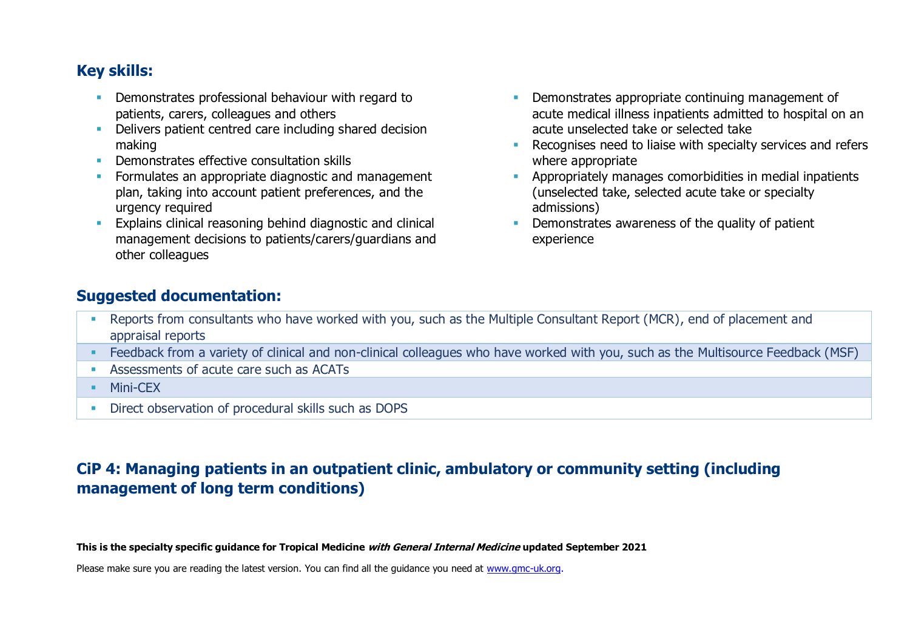## Key skills:

- Demonstrates professional behaviour with regard to patients, carers, colleagues and others
- Delivers patient centred care including shared decision making
- Demonstrates effective consultation skills
- Formulates an appropriate diagnostic and management plan, taking into account patient preferences, and the urgency required
- Explains clinical reasoning behind diagnostic and clinical management decisions to patients/carers/guardians and other colleagues
- Demonstrates appropriate continuing management of acute medical illness inpatients admitted to hospital on an acute unselected take or selected take
- Recognises need to liaise with specialty services and refers where appropriate
- Appropriately manages comorbidities in medial inpatients (unselected take, selected acute take or specialty admissions)
- Demonstrates awareness of the quality of patient experience

## Suggested documentation:

- Reports from consultants who have worked with you, such as the Multiple Consultant Report (MCR), end of placement and appraisal reports
- Feedback from a variety of clinical and non-clinical colleagues who have worked with you, such as the Multisource Feedback (MSF)
- Assessments of acute care such as ACATs
- Mini-CEX
- Direct observation of procedural skills such as DOPS

## CiP 4: Managing patients in an outpatient clinic, ambulatory or community setting (including management of long term conditions)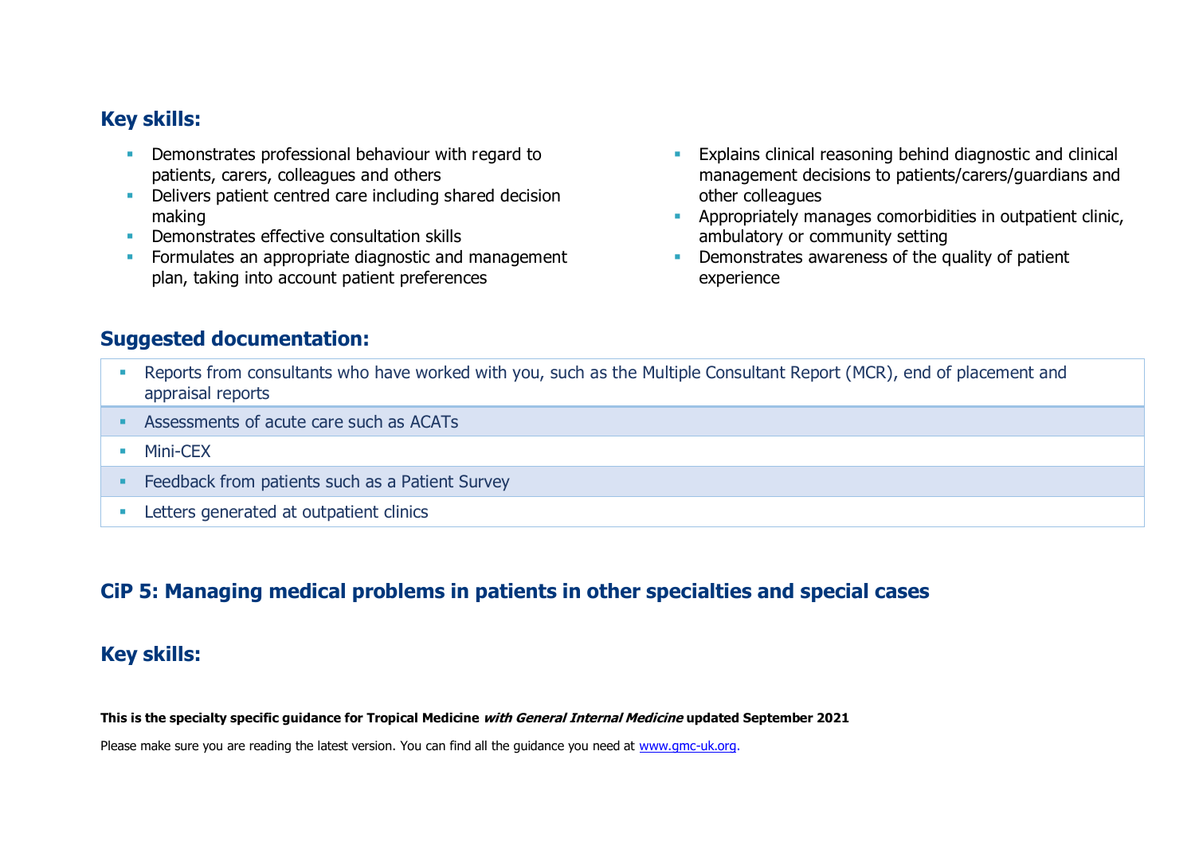## Key skills:

- Demonstrates professional behaviour with regard to patients, carers, colleagues and others
- Delivers patient centred care including shared decision making
- Demonstrates effective consultation skills
- Formulates an appropriate diagnostic and management plan, taking into account patient preferences
- Explains clinical reasoning behind diagnostic and clinical management decisions to patients/carers/guardians and other colleagues
- Appropriately manages comorbidities in outpatient clinic, ambulatory or community setting
- Demonstrates awareness of the quality of patient experience

## Suggested documentation:

- Reports from consultants who have worked with you, such as the Multiple Consultant Report (MCR), end of placement and appraisal reports
- Assessments of acute care such as ACATs
- Mini-CEX
- Feedback from patients such as a Patient Survey
- Letters generated at outpatient clinics

## CiP 5: Managing medical problems in patients in other specialties and special cases

## Key skills: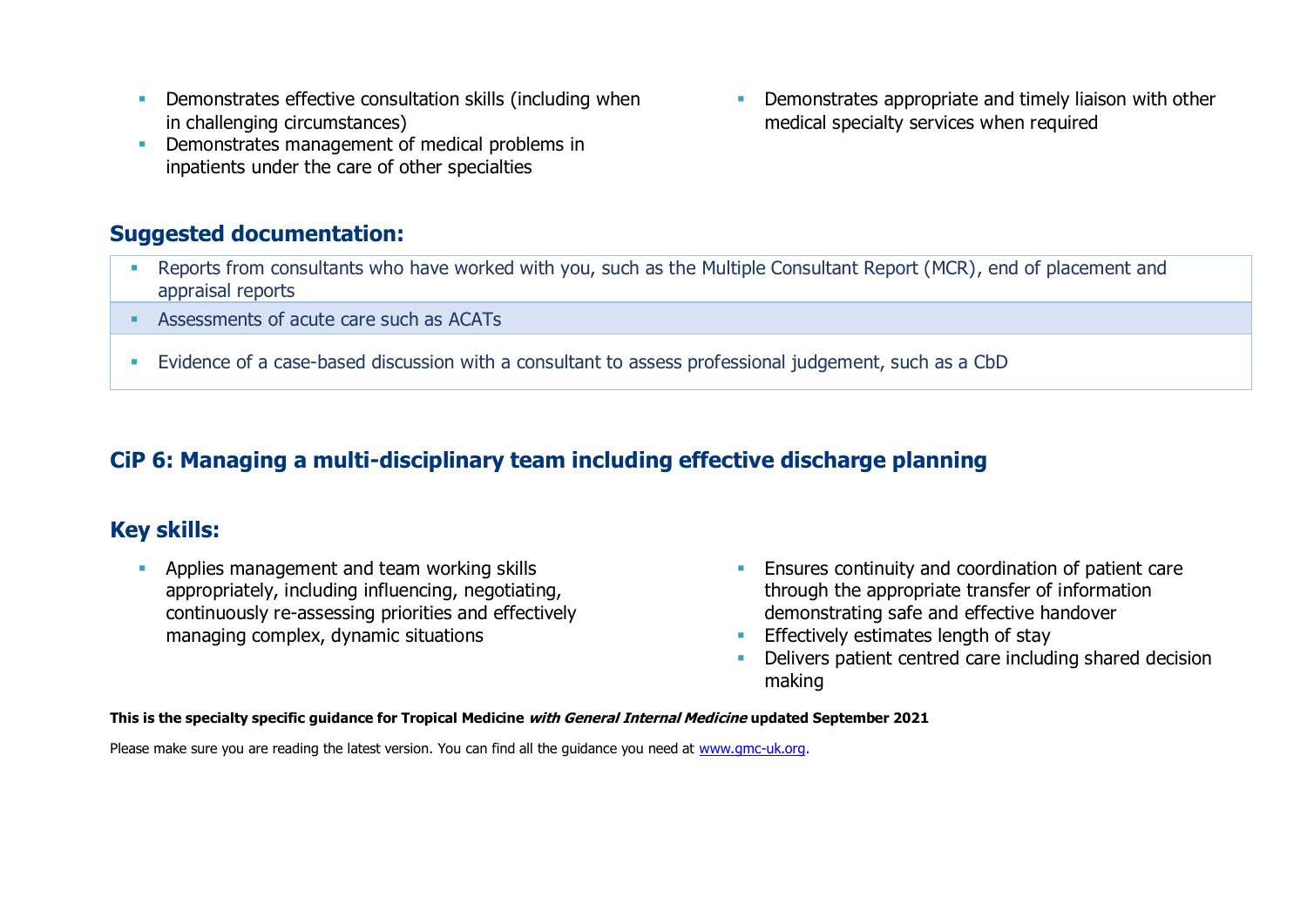- Demonstrates effective consultation skills (including when in challenging circumstances)
- Demonstrates management of medical problems in inpatients under the care of other specialties
- Demonstrates appropriate and timely liaison with other medical specialty services when required

## Suggested documentation:

- Reports from consultants who have worked with you, such as the Multiple Consultant Report (MCR), end of placement and appraisal reports
- Assessments of acute care such as ACATs
- Evidence of a case-based discussion with a consultant to assess professional judgement, such as a CbD

## CiP 6: Managing a multi-disciplinary team including effective discharge planning

## Key skills:

- Applies management and team working skills appropriately, including influencing, negotiating, continuously re-assessing priorities and effectively managing complex, dynamic situations
- Ensures continuity and coordination of patient care through the appropriate transfer of information demonstrating safe and effective handover
- Effectively estimates length of stay
- Delivers patient centred care including shared decision making

**This is the specialty specific guidance for Tropical Medicine *with General Internal Medicine* updated September 2021**

Please make sure you are reading the latest version. You can find all the guidance you need at [www.gmc-uk.org](www.gmc-uk.org).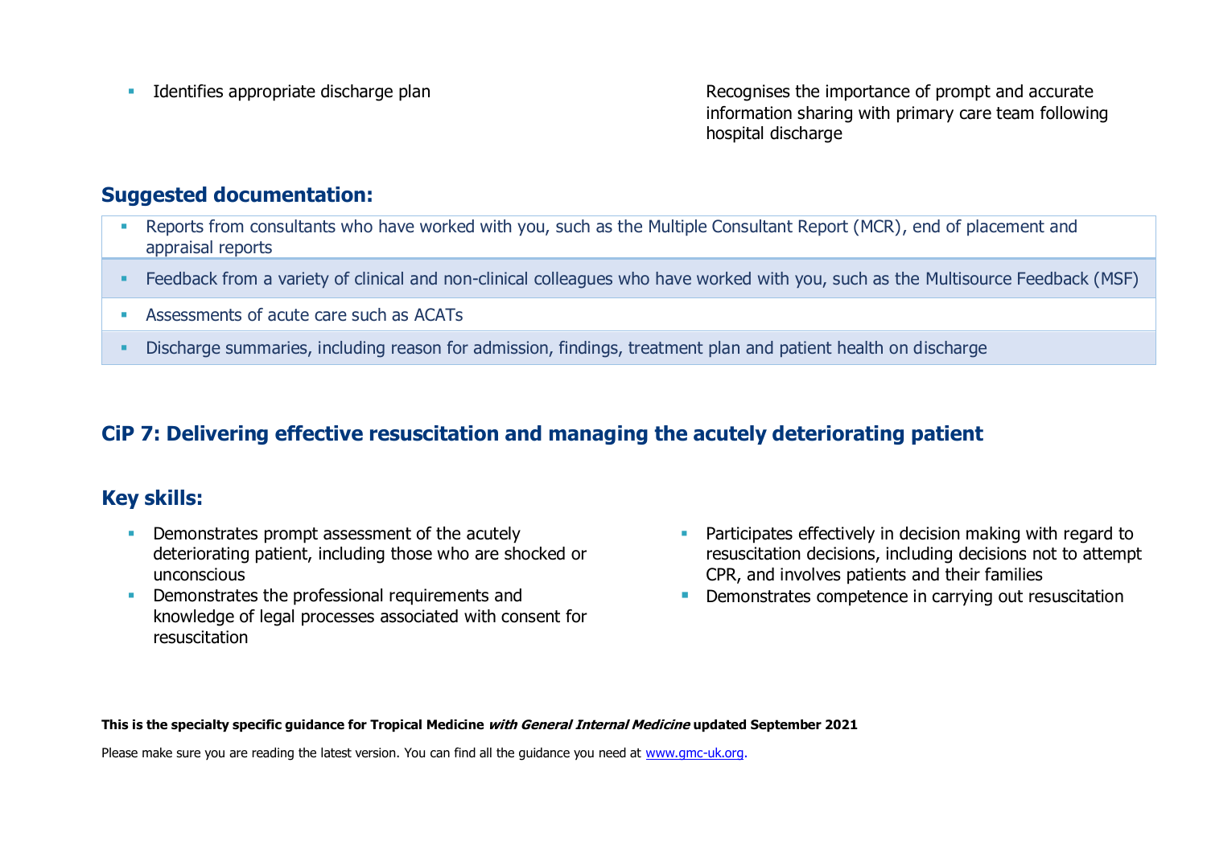- Identifies appropriate discharge plan

Recognises the importance of prompt and accurate information sharing with primary care team following hospital discharge

## Suggested documentation:

- Reports from consultants who have worked with you, such as the Multiple Consultant Report (MCR), end of placement and appraisal reports
- Feedback from a variety of clinical and non-clinical colleagues who have worked with you, such as the Multisource Feedback (MSF)
- Assessments of acute care such as ACATs
- Discharge summaries, including reason for admission, findings, treatment plan and patient health on discharge

## CiP 7: Delivering effective resuscitation and managing the acutely deteriorating patient

## Key skills:

- Demonstrates prompt assessment of the acutely deteriorating patient, including those who are shocked or unconscious
- Demonstrates the professional requirements and knowledge of legal processes associated with consent for resuscitation
- Participates effectively in decision making with regard to resuscitation decisions, including decisions not to attempt CPR, and involves patients and their families
- Demonstrates competence in carrying out resuscitation

**This is the specialty specific guidance for Tropical Medicine *with General Internal Medicine* updated September 2021**

Please make sure you are reading the latest version. You can find all the guidance you need at www.gmc-uk.org.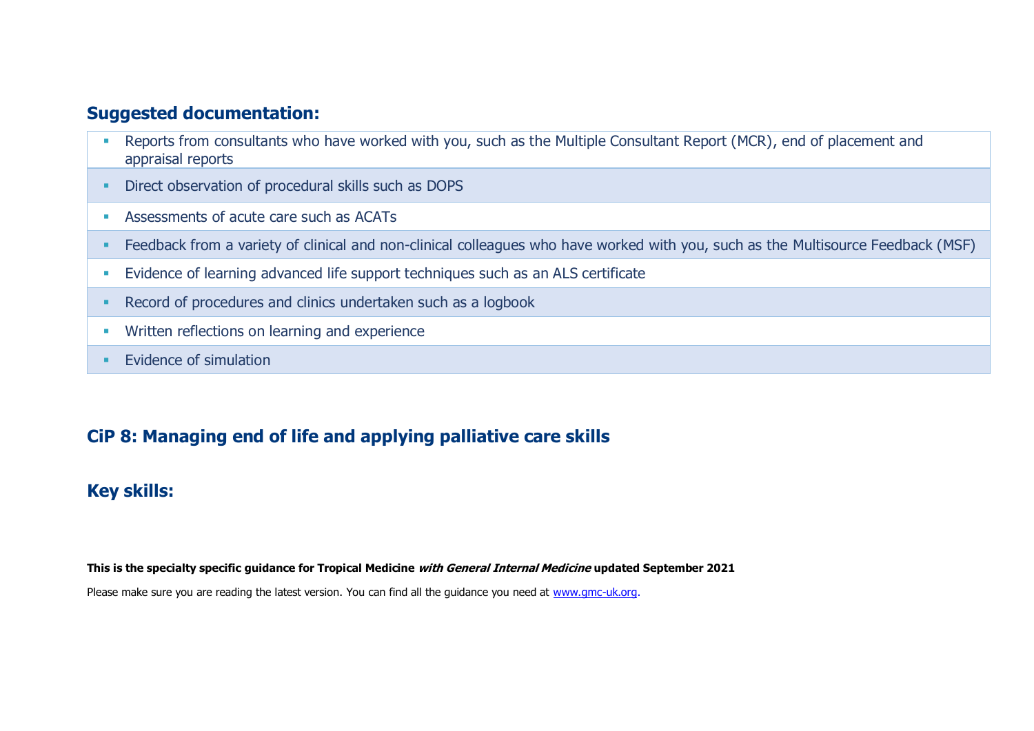## Suggested documentation:

- Reports from consultants who have worked with you, such as the Multiple Consultant Report (MCR), end of placement and appraisal reports
- Direct observation of procedural skills such as DOPS
- Assessments of acute care such as ACATs
- Feedback from a variety of clinical and non-clinical colleagues who have worked with you, such as the Multisource Feedback (MSF)
- Evidence of learning advanced life support techniques such as an ALS certificate
- Record of procedures and clinics undertaken such as a logbook
- Written reflections on learning and experience
- Evidence of simulation

## CiP 8: Managing end of life and applying palliative care skills

## Key skills: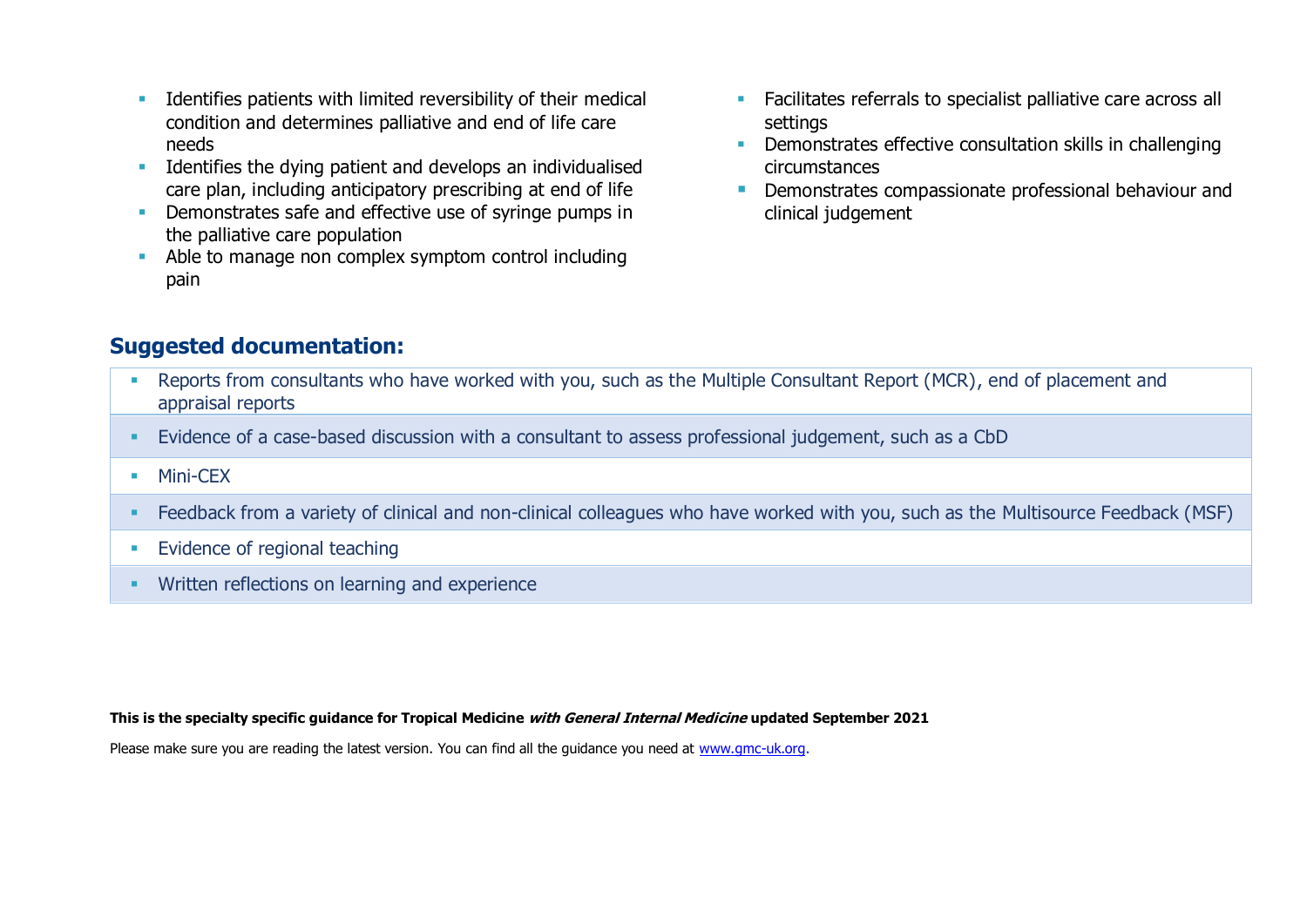- Identifies patients with limited reversibility of their medical condition and determines palliative and end of life care needs
- Identifies the dying patient and develops an individualised care plan, including anticipatory prescribing at end of life
- Demonstrates safe and effective use of syringe pumps in the palliative care population
- Able to manage non complex symptom control including pain
- Facilitates referrals to specialist palliative care across all settings
- Demonstrates effective consultation skills in challenging circumstances
- Demonstrates compassionate professional behaviour and clinical judgement

## Suggested documentation:

- Reports from consultants who have worked with you, such as the Multiple Consultant Report (MCR), end of placement and appraisal reports
- Evidence of a case-based discussion with a consultant to assess professional judgement, such as a CbD
- Mini-CEX
- Feedback from a variety of clinical and non-clinical colleagues who have worked with you, such as the Multisource Feedback (MSF)
- Evidence of regional teaching
- Written reflections on learning and experience

**This is the specialty specific guidance for Tropical Medicine *with General Internal Medicine* updated September 2021**

Please make sure you are reading the latest version. You can find all the guidance you need at www.gmc-uk.org.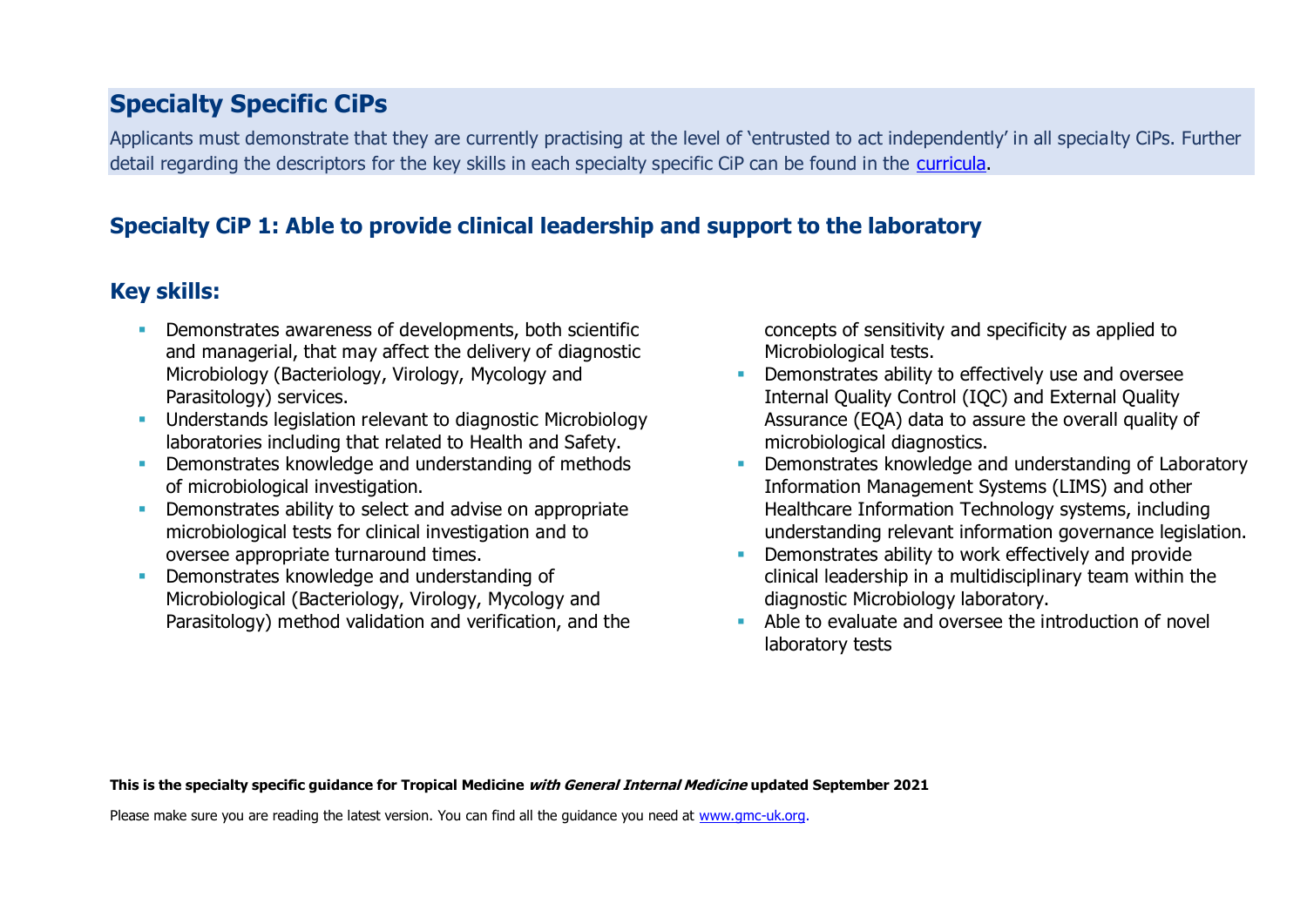## Specialty Specific CiPs

Applicants must demonstrate that they are currently practising at the level of 'entrusted to act independently' in all specialty CiPs. Further detail regarding the descriptors for the key skills in each specialty specific CiP can be found in the [curricula](curricula).

### Specialty CiP 1: Able to provide clinical leadership and support to the laboratory

### Key skills:

- Demonstrates awareness of developments, both scientific and managerial, that may affect the delivery of diagnostic Microbiology (Bacteriology, Virology, Mycology and Parasitology) services.
- Understands legislation relevant to diagnostic Microbiology laboratories including that related to Health and Safety.
- Demonstrates knowledge and understanding of methods of microbiological investigation.
- Demonstrates ability to select and advise on appropriate microbiological tests for clinical investigation and to oversee appropriate turnaround times.
- Demonstrates knowledge and understanding of Microbiological (Bacteriology, Virology, Mycology and Parasitology) method validation and verification, and the concepts of sensitivity and specificity as applied to Microbiological tests.
- Demonstrates ability to effectively use and oversee Internal Quality Control (IQC) and External Quality Assurance (EQA) data to assure the overall quality of microbiological diagnostics.
- Demonstrates knowledge and understanding of Laboratory Information Management Systems (LIMS) and other Healthcare Information Technology systems, including understanding relevant information governance legislation.
- Demonstrates ability to work effectively and provide clinical leadership in a multidisciplinary team within the diagnostic Microbiology laboratory.
- Able to evaluate and oversee the introduction of novel laboratory tests

**This is the specialty specific guidance for Tropical Medicine *with General Internal Medicine* updated September 2021**

Please make sure you are reading the latest version. You can find all the guidance you need at [www.gmc-uk.org](www.gmc-uk.org).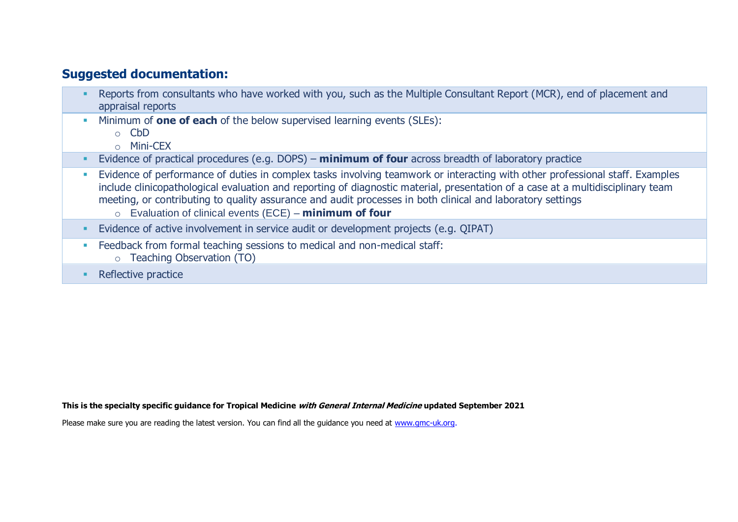## Suggested documentation:

- Reports from consultants who have worked with you, such as the Multiple Consultant Report (MCR), end of placement and appraisal reports
- Minimum of **one of each** of the below supervised learning events (SLEs):
  - CbD
  - Mini-CEX
- Evidence of practical procedures (e.g. DOPS) – **minimum of four** across breadth of laboratory practice
- Evidence of performance of duties in complex tasks involving teamwork or interacting with other professional staff. Examples include clinicopathological evaluation and reporting of diagnostic material, presentation of a case at a multidisciplinary team meeting, or contributing to quality assurance and audit processes in both clinical and laboratory settings
  - Evaluation of clinical events (ECE) – **minimum of four**
- Evidence of active involvement in service audit or development projects (e.g. QIPAT)
- Feedback from formal teaching sessions to medical and non-medical staff:
  - Teaching Observation (TO)
- Reflective practice

**This is the specialty specific guidance for Tropical Medicine *with General Internal Medicine* updated September 2021**

Please make sure you are reading the latest version. You can find all the guidance you need at [www.gmc-uk.org](http://www.gmc-uk.org).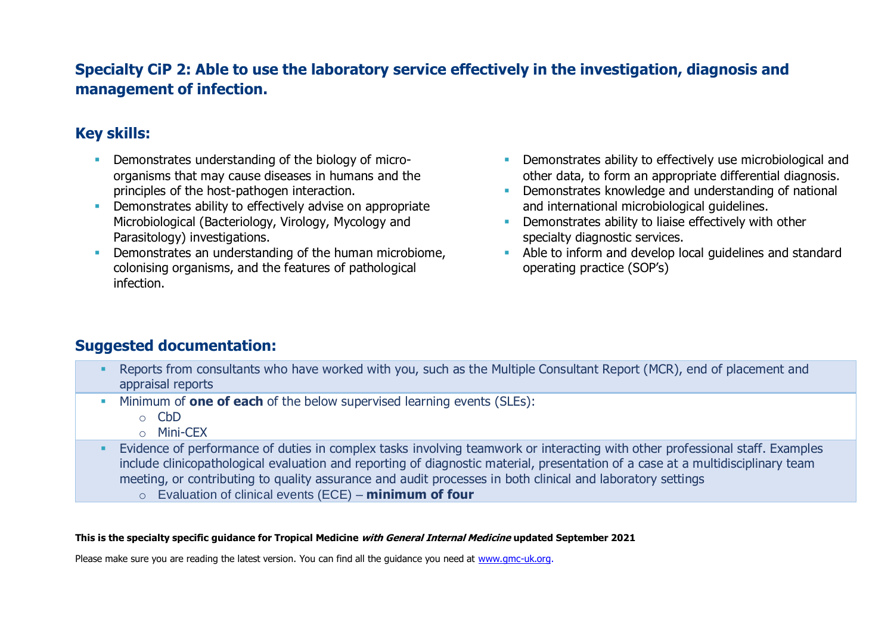## Specialty CiP 2: Able to use the laboratory service effectively in the investigation, diagnosis and management of infection.

### Key skills:

- Demonstrates understanding of the biology of micro-organisms that may cause diseases in humans and the principles of the host-pathogen interaction.
- Demonstrates ability to effectively advise on appropriate Microbiological (Bacteriology, Virology, Mycology and Parasitology) investigations.
- Demonstrates an understanding of the human microbiome, colonising organisms, and the features of pathological infection.
- Demonstrates ability to effectively use microbiological and other data, to form an appropriate differential diagnosis.
- Demonstrates knowledge and understanding of national and international microbiological guidelines.
- Demonstrates ability to liaise effectively with other specialty diagnostic services.
- Able to inform and develop local guidelines and standard operating practice (SOP's)

### Suggested documentation:

- Reports from consultants who have worked with you, such as the Multiple Consultant Report (MCR), end of placement and appraisal reports
- Minimum of **one of each** of the below supervised learning events (SLEs):
  - CbD
  - Mini-CEX
- Evidence of performance of duties in complex tasks involving teamwork or interacting with other professional staff. Examples include clinicopathological evaluation and reporting of diagnostic material, presentation of a case at a multidisciplinary team meeting, or contributing to quality assurance and audit processes in both clinical and laboratory settings
  - Evaluation of clinical events (ECE) – **minimum of four**

**This is the specialty specific guidance for Tropical Medicine *with General Internal Medicine* updated September 2021**

Please make sure you are reading the latest version. You can find all the guidance you need at www.gmc-uk.org.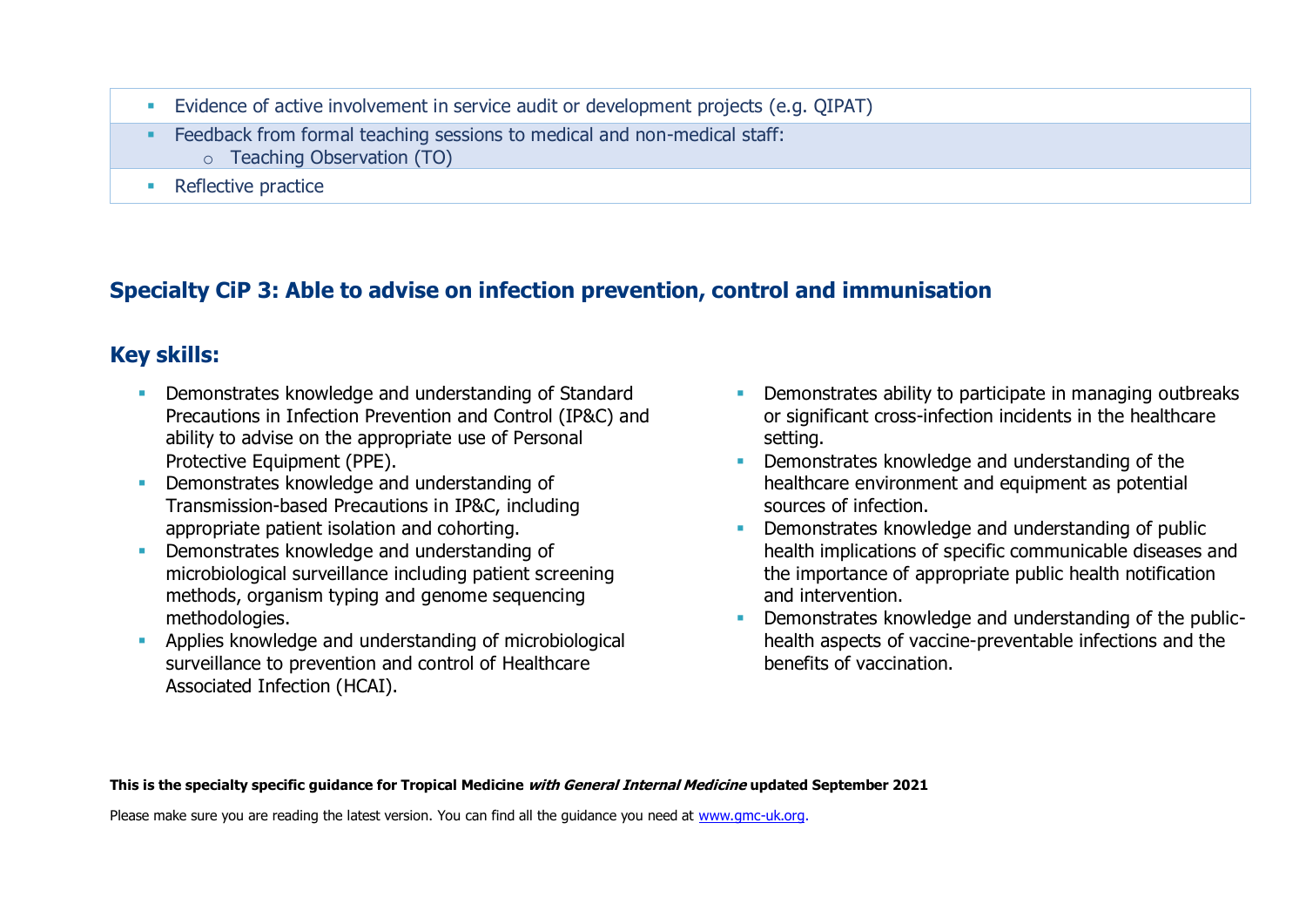| |
|---|
| - Evidence of active involvement in service audit or development projects (e.g. QIPAT) |
| - Feedback from formal teaching sessions to medical and non-medical staff:<br>  - Teaching Observation (TO) |
| - Reflective practice |

## Specialty CiP 3: Able to advise on infection prevention, control and immunisation

### Key skills:

- Demonstrates knowledge and understanding of Standard Precautions in Infection Prevention and Control (IP&C) and ability to advise on the appropriate use of Personal Protective Equipment (PPE).
- Demonstrates knowledge and understanding of Transmission-based Precautions in IP&C, including appropriate patient isolation and cohorting.
- Demonstrates knowledge and understanding of microbiological surveillance including patient screening methods, organism typing and genome sequencing methodologies.
- Applies knowledge and understanding of microbiological surveillance to prevention and control of Healthcare Associated Infection (HCAI).
- Demonstrates ability to participate in managing outbreaks or significant cross-infection incidents in the healthcare setting.
- Demonstrates knowledge and understanding of the healthcare environment and equipment as potential sources of infection.
- Demonstrates knowledge and understanding of public health implications of specific communicable diseases and the importance of appropriate public health notification and intervention.
- Demonstrates knowledge and understanding of the public-health aspects of vaccine-preventable infections and the benefits of vaccination.

**This is the specialty specific guidance for Tropical Medicine *with General Internal Medicine* updated September 2021**

Please make sure you are reading the latest version. You can find all the guidance you need at [www.gmc-uk.org](www.gmc-uk.org).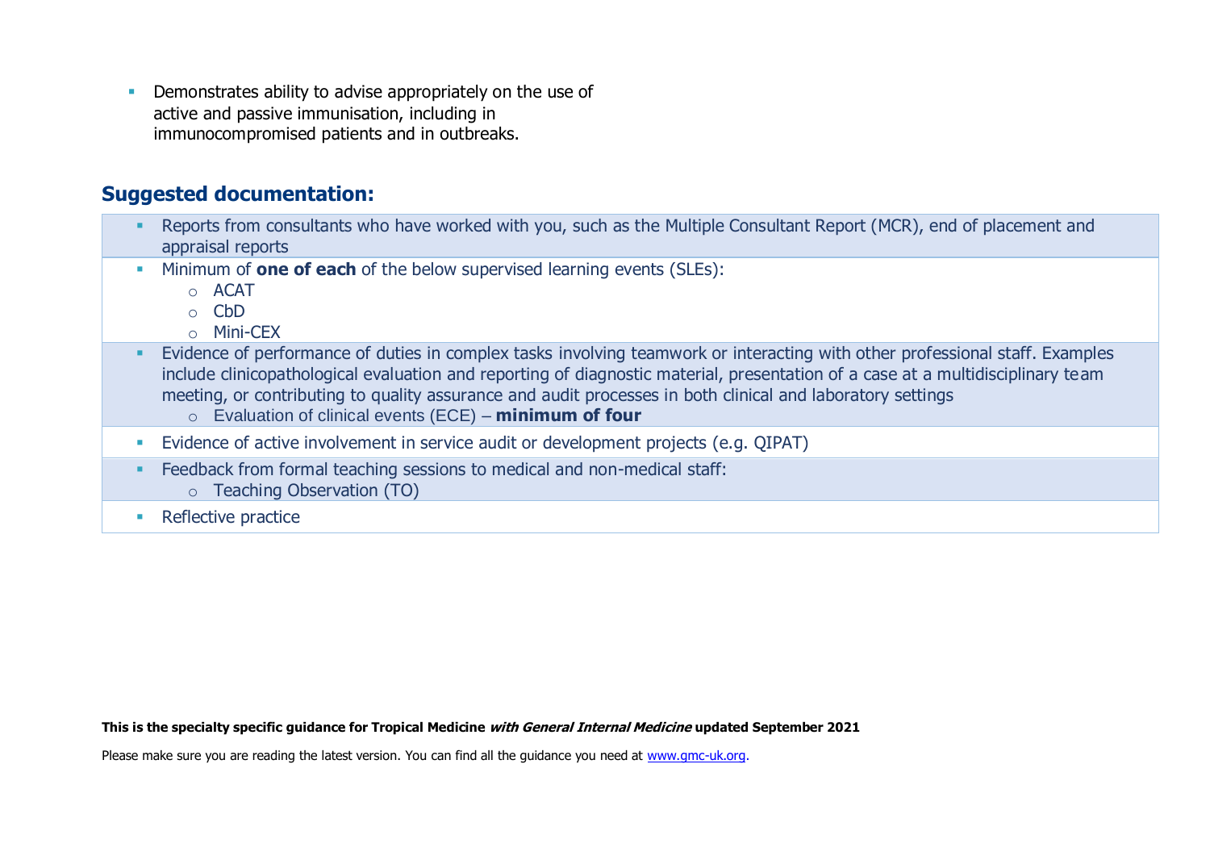- Demonstrates ability to advise appropriately on the use of active and passive immunisation, including in immunocompromised patients and in outbreaks.

## Suggested documentation:

- Reports from consultants who have worked with you, such as the Multiple Consultant Report (MCR), end of placement and appraisal reports
- Minimum of **one of each** of the below supervised learning events (SLEs):
  - ACAT
  - CbD
  - Mini-CEX
- Evidence of performance of duties in complex tasks involving teamwork or interacting with other professional staff. Examples include clinicopathological evaluation and reporting of diagnostic material, presentation of a case at a multidisciplinary team meeting, or contributing to quality assurance and audit processes in both clinical and laboratory settings
  - Evaluation of clinical events (ECE) – **minimum of four**
- Evidence of active involvement in service audit or development projects (e.g. QIPAT)
- Feedback from formal teaching sessions to medical and non-medical staff:
  - Teaching Observation (TO)
- Reflective practice

**This is the specialty specific guidance for Tropical Medicine *with General Internal Medicine* updated September 2021**

Please make sure you are reading the latest version. You can find all the guidance you need at [www.gmc-uk.org](www.gmc-uk.org).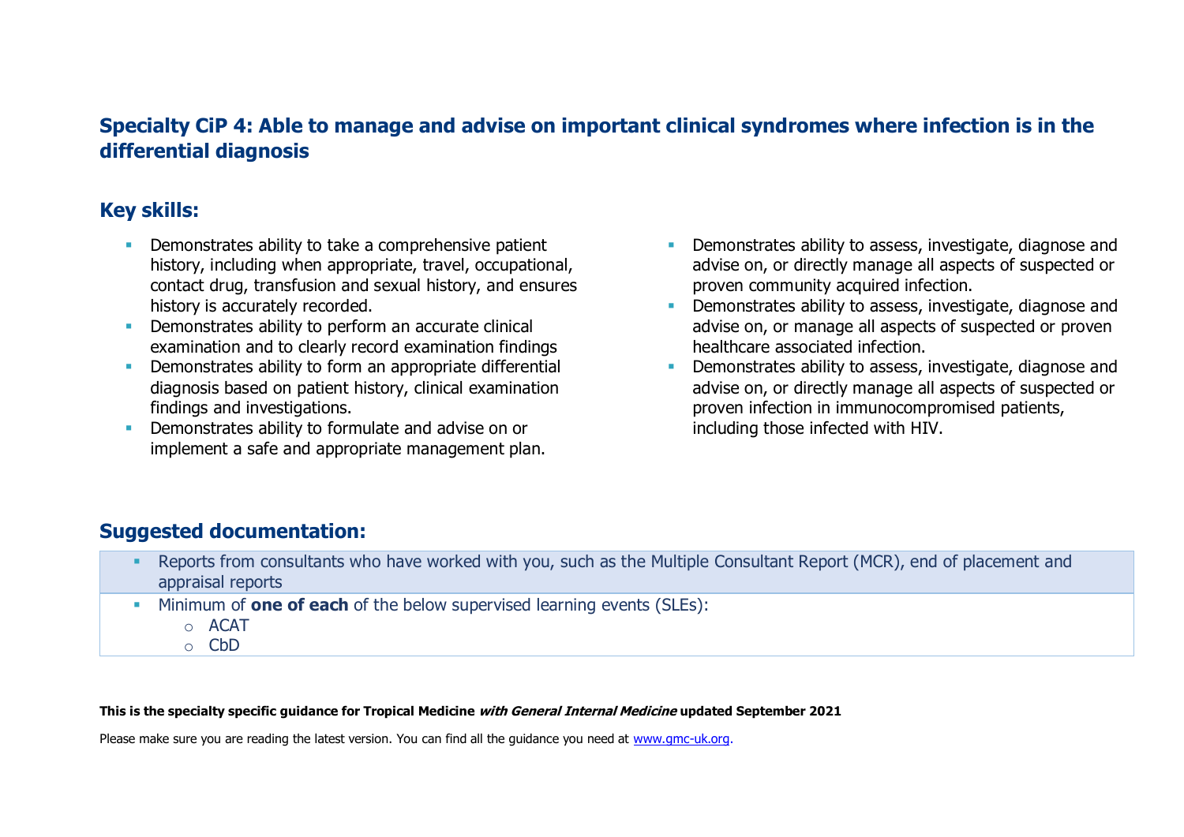## Specialty CiP 4: Able to manage and advise on important clinical syndromes where infection is in the differential diagnosis

### Key skills:

- Demonstrates ability to take a comprehensive patient history, including when appropriate, travel, occupational, contact drug, transfusion and sexual history, and ensures history is accurately recorded.
- Demonstrates ability to perform an accurate clinical examination and to clearly record examination findings
- Demonstrates ability to form an appropriate differential diagnosis based on patient history, clinical examination findings and investigations.
- Demonstrates ability to formulate and advise on or implement a safe and appropriate management plan.
- Demonstrates ability to assess, investigate, diagnose and advise on, or directly manage all aspects of suspected or proven community acquired infection.
- Demonstrates ability to assess, investigate, diagnose and advise on, or manage all aspects of suspected or proven healthcare associated infection.
- Demonstrates ability to assess, investigate, diagnose and advise on, or directly manage all aspects of suspected or proven infection in immunocompromised patients, including those infected with HIV.

### Suggested documentation:

- Reports from consultants who have worked with you, such as the Multiple Consultant Report (MCR), end of placement and appraisal reports
- Minimum of **one of each** of the below supervised learning events (SLEs):
  - ACAT
  - CbD

**This is the specialty specific guidance for Tropical Medicine *with General Internal Medicine* updated September 2021**

Please make sure you are reading the latest version. You can find all the guidance you need at www.gmc-uk.org.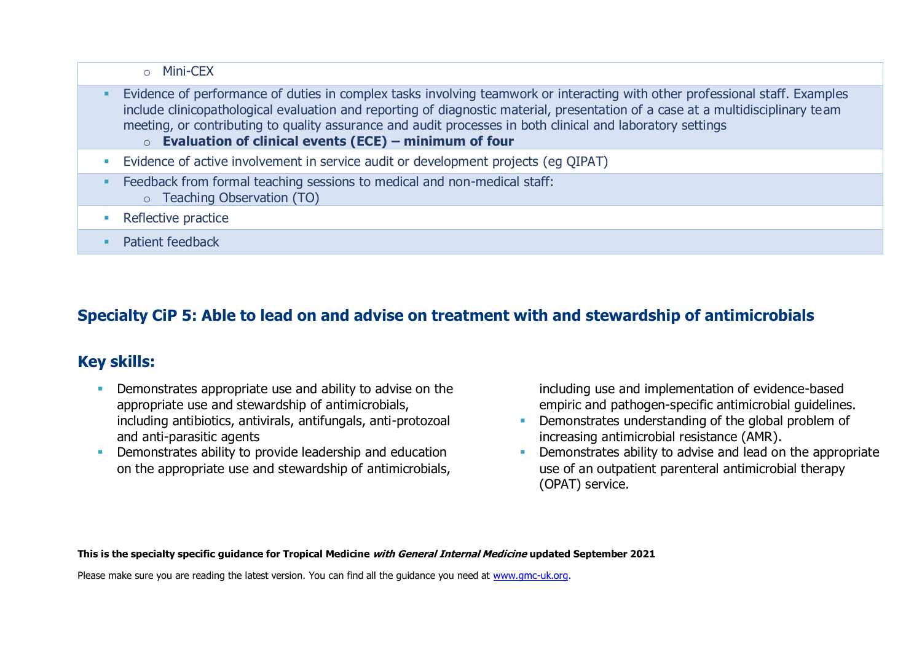| |
|---|
| ○ Mini-CEX |
| ▪ Evidence of performance of duties in complex tasks involving teamwork or interacting with other professional staff. Examples include clinicopathological evaluation and reporting of diagnostic material, presentation of a case at a multidisciplinary team meeting, or contributing to quality assurance and audit processes in both clinical and laboratory settings<br>○ **Evaluation of clinical events (ECE) – minimum of four** |
| ▪ Evidence of active involvement in service audit or development projects (eg QIPAT) |
| ▪ Feedback from formal teaching sessions to medical and non-medical staff:<br>○ Teaching Observation (TO) |
| ▪ Reflective practice |
| ▪ Patient feedback |

## Specialty CiP 5: Able to lead on and advise on treatment with and stewardship of antimicrobials

## Key skills:

- Demonstrates appropriate use and ability to advise on the appropriate use and stewardship of antimicrobials, including antibiotics, antivirals, antifungals, anti-protozoal and anti-parasitic agents
- Demonstrates ability to provide leadership and education on the appropriate use and stewardship of antimicrobials, including use and implementation of evidence-based empiric and pathogen-specific antimicrobial guidelines.
- Demonstrates understanding of the global problem of increasing antimicrobial resistance (AMR).
- Demonstrates ability to advise and lead on the appropriate use of an outpatient parenteral antimicrobial therapy (OPAT) service.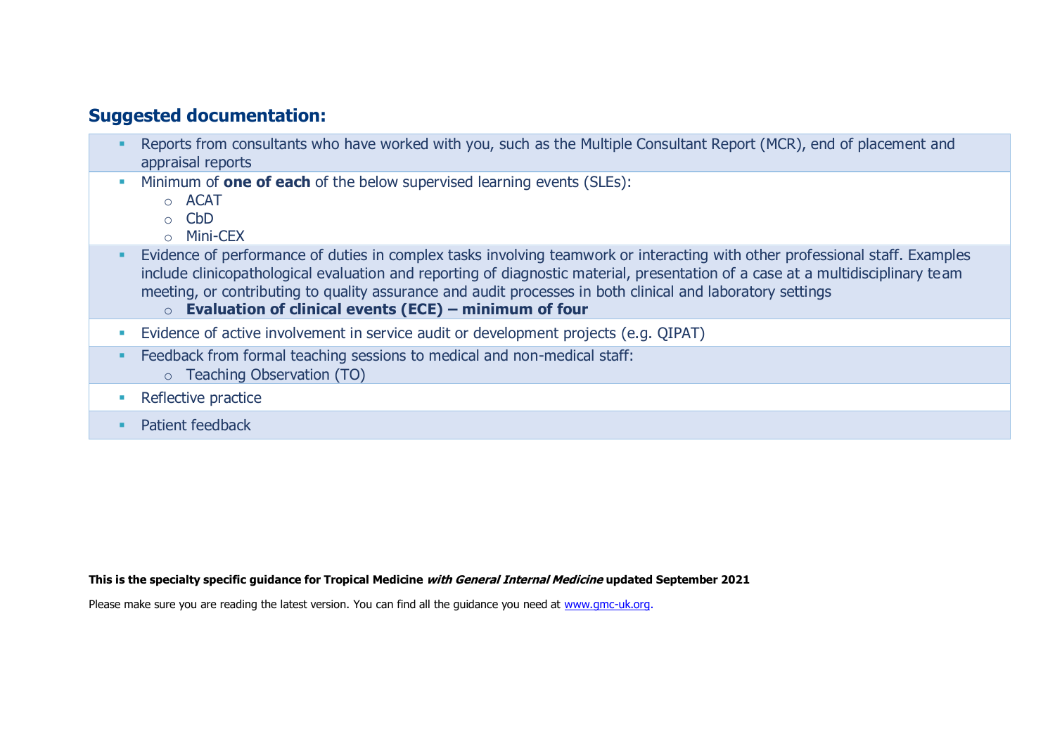## Suggested documentation:

- Reports from consultants who have worked with you, such as the Multiple Consultant Report (MCR), end of placement and appraisal reports
- Minimum of **one of each** of the below supervised learning events (SLEs):
  - ACAT
  - CbD
  - Mini-CEX
- Evidence of performance of duties in complex tasks involving teamwork or interacting with other professional staff. Examples include clinicopathological evaluation and reporting of diagnostic material, presentation of a case at a multidisciplinary team meeting, or contributing to quality assurance and audit processes in both clinical and laboratory settings
  - **Evaluation of clinical events (ECE) – minimum of four**
- Evidence of active involvement in service audit or development projects (e.g. QIPAT)
- Feedback from formal teaching sessions to medical and non-medical staff:
  - Teaching Observation (TO)
- Reflective practice
- Patient feedback

**This is the specialty specific guidance for Tropical Medicine *with General Internal Medicine* updated September 2021**

Please make sure you are reading the latest version. You can find all the guidance you need at [www.gmc-uk.org](www.gmc-uk.org).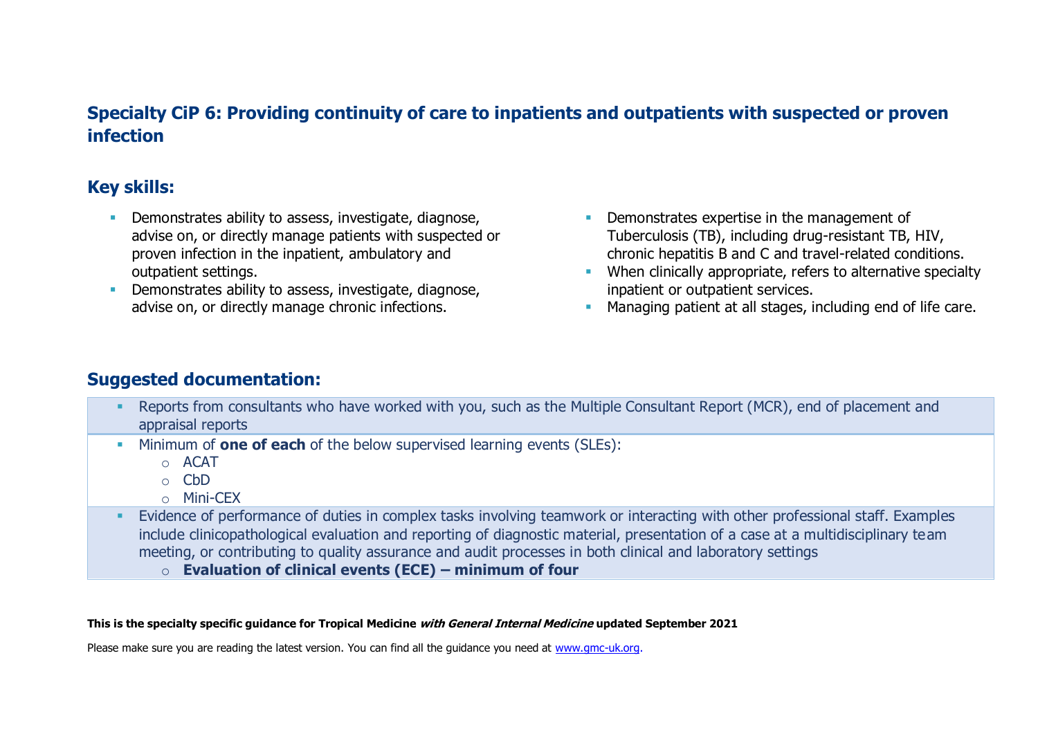## Specialty CiP 6: Providing continuity of care to inpatients and outpatients with suspected or proven infection

### Key skills:

- Demonstrates ability to assess, investigate, diagnose, advise on, or directly manage patients with suspected or proven infection in the inpatient, ambulatory and outpatient settings.
- Demonstrates ability to assess, investigate, diagnose, advise on, or directly manage chronic infections.
- Demonstrates expertise in the management of Tuberculosis (TB), including drug-resistant TB, HIV, chronic hepatitis B and C and travel-related conditions.
- When clinically appropriate, refers to alternative specialty inpatient or outpatient services.
- Managing patient at all stages, including end of life care.

### Suggested documentation:

- Reports from consultants who have worked with you, such as the Multiple Consultant Report (MCR), end of placement and appraisal reports
- Minimum of **one of each** of the below supervised learning events (SLEs):
  - ACAT
  - CbD
  - Mini-CEX
- Evidence of performance of duties in complex tasks involving teamwork or interacting with other professional staff. Examples include clinicopathological evaluation and reporting of diagnostic material, presentation of a case at a multidisciplinary team meeting, or contributing to quality assurance and audit processes in both clinical and laboratory settings
  - **Evaluation of clinical events (ECE) – minimum of four**

**This is the specialty specific guidance for Tropical Medicine *with General Internal Medicine* updated September 2021**

Please make sure you are reading the latest version. You can find all the guidance you need at www.gmc-uk.org.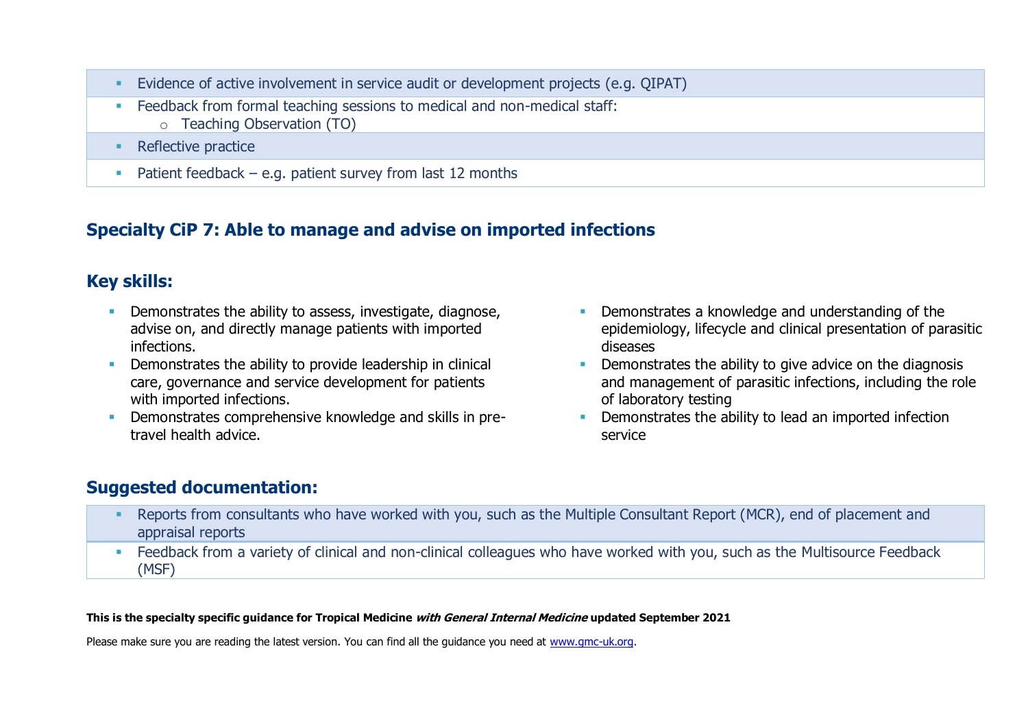- Evidence of active involvement in service audit or development projects (e.g. QIPAT)
- Feedback from formal teaching sessions to medical and non-medical staff:
  - Teaching Observation (TO)
- Reflective practice
- Patient feedback – e.g. patient survey from last 12 months

## Specialty CiP 7: Able to manage and advise on imported infections

### Key skills:

- Demonstrates the ability to assess, investigate, diagnose, advise on, and directly manage patients with imported infections.
- Demonstrates the ability to provide leadership in clinical care, governance and service development for patients with imported infections.
- Demonstrates comprehensive knowledge and skills in pre-travel health advice.
- Demonstrates a knowledge and understanding of the epidemiology, lifecycle and clinical presentation of parasitic diseases
- Demonstrates the ability to give advice on the diagnosis and management of parasitic infections, including the role of laboratory testing
- Demonstrates the ability to lead an imported infection service

### Suggested documentation:

- Reports from consultants who have worked with you, such as the Multiple Consultant Report (MCR), end of placement and appraisal reports
- Feedback from a variety of clinical and non-clinical colleagues who have worked with you, such as the Multisource Feedback (MSF)

**This is the specialty specific guidance for Tropical Medicine *with General Internal Medicine* updated September 2021**

Please make sure you are reading the latest version. You can find all the guidance you need at www.gmc-uk.org.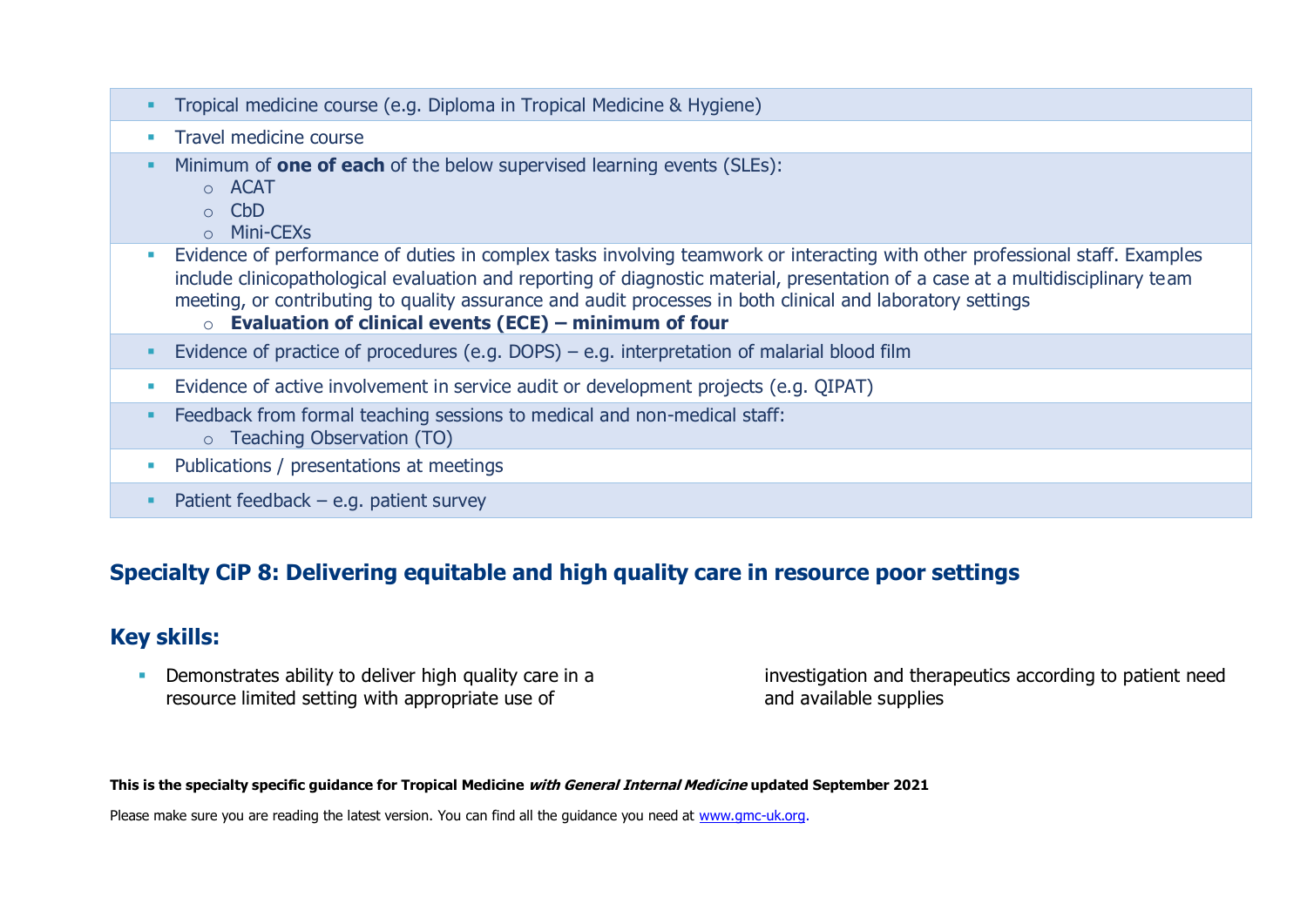- Tropical medicine course (e.g. Diploma in Tropical Medicine & Hygiene)
- Travel medicine course
- Minimum of **one of each** of the below supervised learning events (SLEs):
  - ACAT
  - CbD
  - Mini-CEXs
- Evidence of performance of duties in complex tasks involving teamwork or interacting with other professional staff. Examples include clinicopathological evaluation and reporting of diagnostic material, presentation of a case at a multidisciplinary team meeting, or contributing to quality assurance and audit processes in both clinical and laboratory settings
  - **Evaluation of clinical events (ECE) – minimum of four**
- Evidence of practice of procedures (e.g. DOPS) – e.g. interpretation of malarial blood film
- Evidence of active involvement in service audit or development projects (e.g. QIPAT)
- Feedback from formal teaching sessions to medical and non-medical staff:
  - Teaching Observation (TO)
- Publications / presentations at meetings
- Patient feedback – e.g. patient survey

## Specialty CiP 8: Delivering equitable and high quality care in resource poor settings

## Key skills:

- Demonstrates ability to deliver high quality care in a resource limited setting with appropriate use of investigation and therapeutics according to patient need and available supplies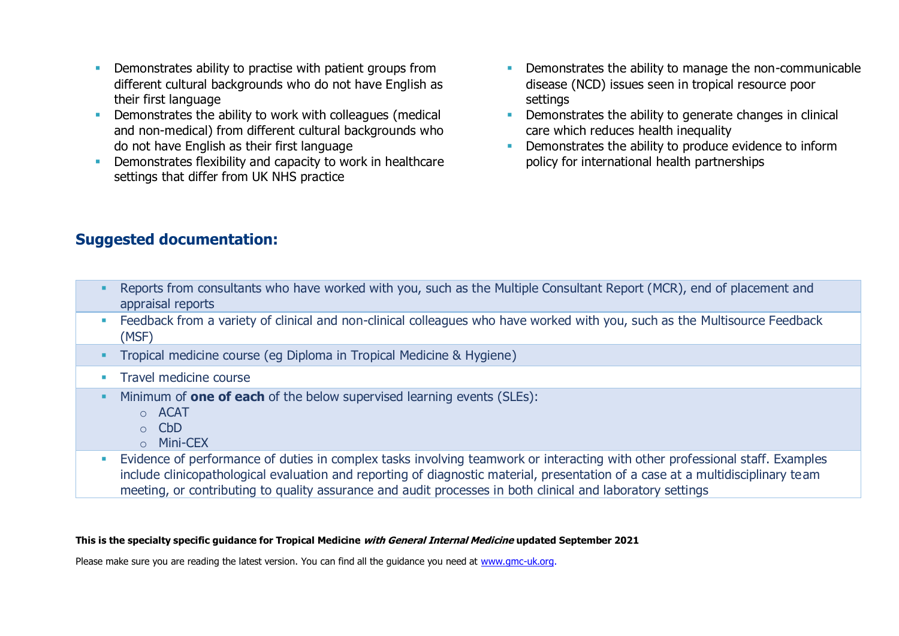- Demonstrates ability to practise with patient groups from different cultural backgrounds who do not have English as their first language
- Demonstrates the ability to work with colleagues (medical and non-medical) from different cultural backgrounds who do not have English as their first language
- Demonstrates flexibility and capacity to work in healthcare settings that differ from UK NHS practice
- Demonstrates the ability to manage the non-communicable disease (NCD) issues seen in tropical resource poor settings
- Demonstrates the ability to generate changes in clinical care which reduces health inequality
- Demonstrates the ability to produce evidence to inform policy for international health partnerships

## Suggested documentation:

- Reports from consultants who have worked with you, such as the Multiple Consultant Report (MCR), end of placement and appraisal reports
- Feedback from a variety of clinical and non-clinical colleagues who have worked with you, such as the Multisource Feedback (MSF)
- Tropical medicine course (eg Diploma in Tropical Medicine & Hygiene)
- Travel medicine course
- Minimum of **one of each** of the below supervised learning events (SLEs):
  - ACAT
  - CbD
  - Mini-CEX
- Evidence of performance of duties in complex tasks involving teamwork or interacting with other professional staff. Examples include clinicopathological evaluation and reporting of diagnostic material, presentation of a case at a multidisciplinary team meeting, or contributing to quality assurance and audit processes in both clinical and laboratory settings

**This is the specialty specific guidance for Tropical Medicine *with General Internal Medicine* updated September 2021**

Please make sure you are reading the latest version. You can find all the guidance you need at www.gmc-uk.org.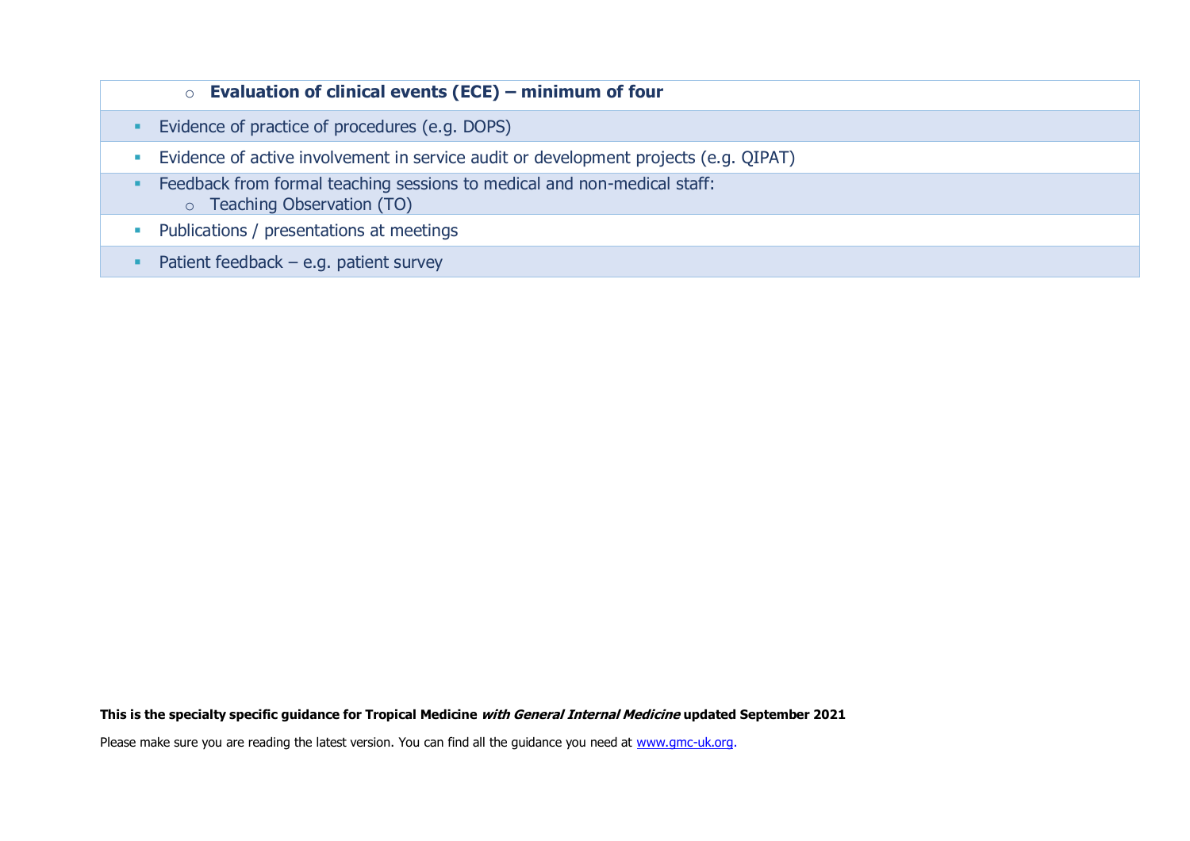- **Evaluation of clinical events (ECE) – minimum of four**

- Evidence of practice of procedures (e.g. DOPS)
- Evidence of active involvement in service audit or development projects (e.g. QIPAT)
- Feedback from formal teaching sessions to medical and non-medical staff:
    - Teaching Observation (TO)
- Publications / presentations at meetings
- Patient feedback – e.g. patient survey

**This is the specialty specific guidance for Tropical Medicine *with General Internal Medicine* updated September 2021**

Please make sure you are reading the latest version. You can find all the guidance you need at www.gmc-uk.org.